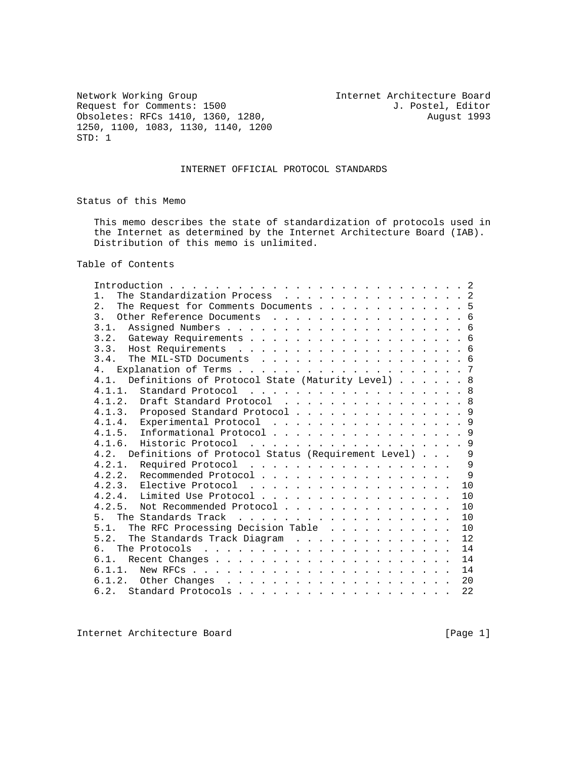Network Working Group — Internet Architecture Board
Request for Comments: 1500 — J. Postel, Editor
Obsoletes: RFCs 1410, 1360, 1280, 1250, 1100, 1083, 1130, 1140, 1200 — August 1993
STD: 1

# INTERNET OFFICIAL PROTOCOL STANDARDS

## Status of this Memo

This memo describes the state of standardization of protocols used in the Internet as determined by the Internet Architecture Board (IAB). Distribution of this memo is unlimited.

## Table of Contents

```
Introduction . . . . . . . . . . . . . . . . . . . . . . . . . . 2
1.  The Standardization Process  . . . . . . . . . . . . . . . . 2
2.  The Request for Comments Documents . . . . . . . . . . . . . 5
3.  Other Reference Documents  . . . . . . . . . . . . . . . . . 6
3.1.  Assigned Numbers . . . . . . . . . . . . . . . . . . . . . 6
3.2.  Gateway Requirements . . . . . . . . . . . . . . . . . . . 6
3.3.  Host Requirements  . . . . . . . . . . . . . . . . . . . . 6
3.4.  The MIL-STD Documents  . . . . . . . . . . . . . . . . . . 6
4.  Explanation of Terms . . . . . . . . . . . . . . . . . . . . 7
4.1.  Definitions of Protocol State (Maturity Level) . . . . . . 8
4.1.1.  Standard Protocol  . . . . . . . . . . . . . . . . . . . 8
4.1.2.  Draft Standard Protocol  . . . . . . . . . . . . . . . . 8
4.1.3.  Proposed Standard Protocol . . . . . . . . . . . . . . . 9
4.1.4.  Experimental Protocol  . . . . . . . . . . . . . . . . . 9
4.1.5.  Informational Protocol . . . . . . . . . . . . . . . . . 9
4.1.6.  Historic Protocol  . . . . . . . . . . . . . . . . . . . 9
4.2.  Definitions of Protocol Status (Requirement Level) . . .   9
4.2.1.  Required Protocol  . . . . . . . . . . . . . . . . . .   9
4.2.2.  Recommended Protocol . . . . . . . . . . . . . . . . .   9
4.2.3.  Elective Protocol  . . . . . . . . . . . . . . . . . .  10
4.2.4.  Limited Use Protocol . . . . . . . . . . . . . . . . .  10
4.2.5.  Not Recommended Protocol . . . . . . . . . . . . . . .  10
5.  The Standards Track  . . . . . . . . . . . . . . . . . . .  10
5.1.  The RFC Processing Decision Table  . . . . . . . . . . .  10
5.2.  The Standards Track Diagram  . . . . . . . . . . . . . .  12
6.  The Protocols  . . . . . . . . . . . . . . . . . . . . . .  14
6.1.  Recent Changes . . . . . . . . . . . . . . . . . . . . .  14
6.1.1.  New RFCs . . . . . . . . . . . . . . . . . . . . . . .  14
6.1.2.  Other Changes  . . . . . . . . . . . . . . . . . . . .  20
6.2.  Standard Protocols . . . . . . . . . . . . . . . . . . .  22
```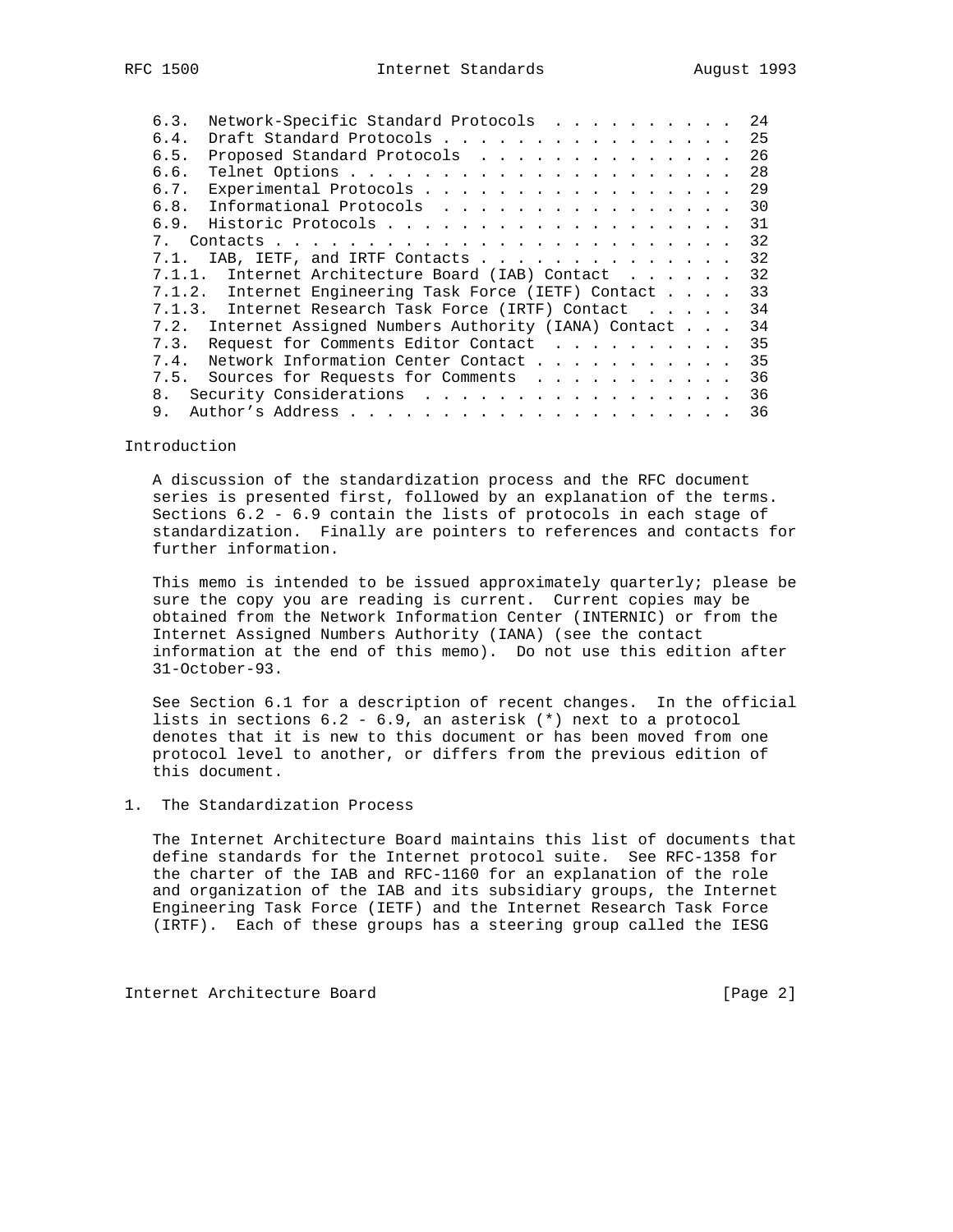6.3. Network-Specific Standard Protocols . . . . . . . . . . 24
6.4. Draft Standard Protocols . . . . . . . . . . . . . . . . 25
6.5. Proposed Standard Protocols . . . . . . . . . . . . . . 26
6.6. Telnet Options . . . . . . . . . . . . . . . . . . . . . 28
6.7. Experimental Protocols . . . . . . . . . . . . . . . . . 29
6.8. Informational Protocols . . . . . . . . . . . . . . . . 30
6.9. Historic Protocols . . . . . . . . . . . . . . . . . . . 31
7. Contacts . . . . . . . . . . . . . . . . . . . . . . . . . 32
7.1. IAB, IETF, and IRTF Contacts . . . . . . . . . . . . . . 32
7.1.1. Internet Architecture Board (IAB) Contact . . . . . . 32
7.1.2. Internet Engineering Task Force (IETF) Contact . . . . 33
7.1.3. Internet Research Task Force (IRTF) Contact . . . . . 34
7.2. Internet Assigned Numbers Authority (IANA) Contact . . . 34
7.3. Request for Comments Editor Contact . . . . . . . . . . 35
7.4. Network Information Center Contact . . . . . . . . . . . 35
7.5. Sources for Requests for Comments . . . . . . . . . . . 36
8. Security Considerations . . . . . . . . . . . . . . . . . . 36
9. Author's Address . . . . . . . . . . . . . . . . . . . . . 36

## Introduction

A discussion of the standardization process and the RFC document series is presented first, followed by an explanation of the terms. Sections 6.2 - 6.9 contain the lists of protocols in each stage of standardization. Finally are pointers to references and contacts for further information.

This memo is intended to be issued approximately quarterly; please be sure the copy you are reading is current. Current copies may be obtained from the Network Information Center (INTERNIC) or from the Internet Assigned Numbers Authority (IANA) (see the contact information at the end of this memo). Do not use this edition after 31-October-93.

See Section 6.1 for a description of recent changes. In the official lists in sections 6.2 - 6.9, an asterisk (*) next to a protocol denotes that it is new to this document or has been moved from one protocol level to another, or differs from the previous edition of this document.

## 1. The Standardization Process

The Internet Architecture Board maintains this list of documents that define standards for the Internet protocol suite. See RFC-1358 for the charter of the IAB and RFC-1160 for an explanation of the role and organization of the IAB and its subsidiary groups, the Internet Engineering Task Force (IETF) and the Internet Research Task Force (IRTF). Each of these groups has a steering group called the IESG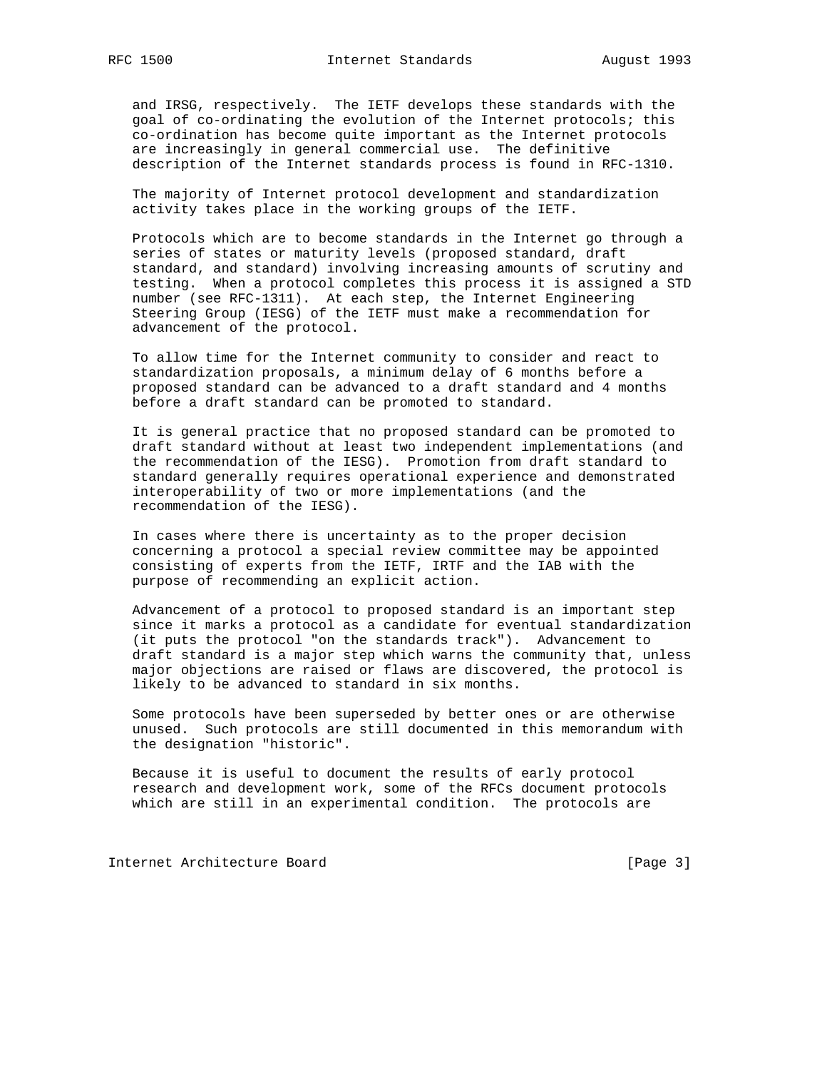and IRSG, respectively. The IETF develops these standards with the goal of co-ordinating the evolution of the Internet protocols; this co-ordination has become quite important as the Internet protocols are increasingly in general commercial use. The definitive description of the Internet standards process is found in RFC-1310.

The majority of Internet protocol development and standardization activity takes place in the working groups of the IETF.

Protocols which are to become standards in the Internet go through a series of states or maturity levels (proposed standard, draft standard, and standard) involving increasing amounts of scrutiny and testing. When a protocol completes this process it is assigned a STD number (see RFC-1311). At each step, the Internet Engineering Steering Group (IESG) of the IETF must make a recommendation for advancement of the protocol.

To allow time for the Internet community to consider and react to standardization proposals, a minimum delay of 6 months before a proposed standard can be advanced to a draft standard and 4 months before a draft standard can be promoted to standard.

It is general practice that no proposed standard can be promoted to draft standard without at least two independent implementations (and the recommendation of the IESG). Promotion from draft standard to standard generally requires operational experience and demonstrated interoperability of two or more implementations (and the recommendation of the IESG).

In cases where there is uncertainty as to the proper decision concerning a protocol a special review committee may be appointed consisting of experts from the IETF, IRTF and the IAB with the purpose of recommending an explicit action.

Advancement of a protocol to proposed standard is an important step since it marks a protocol as a candidate for eventual standardization (it puts the protocol "on the standards track"). Advancement to draft standard is a major step which warns the community that, unless major objections are raised or flaws are discovered, the protocol is likely to be advanced to standard in six months.

Some protocols have been superseded by better ones or are otherwise unused. Such protocols are still documented in this memorandum with the designation "historic".

Because it is useful to document the results of early protocol research and development work, some of the RFCs document protocols which are still in an experimental condition. The protocols are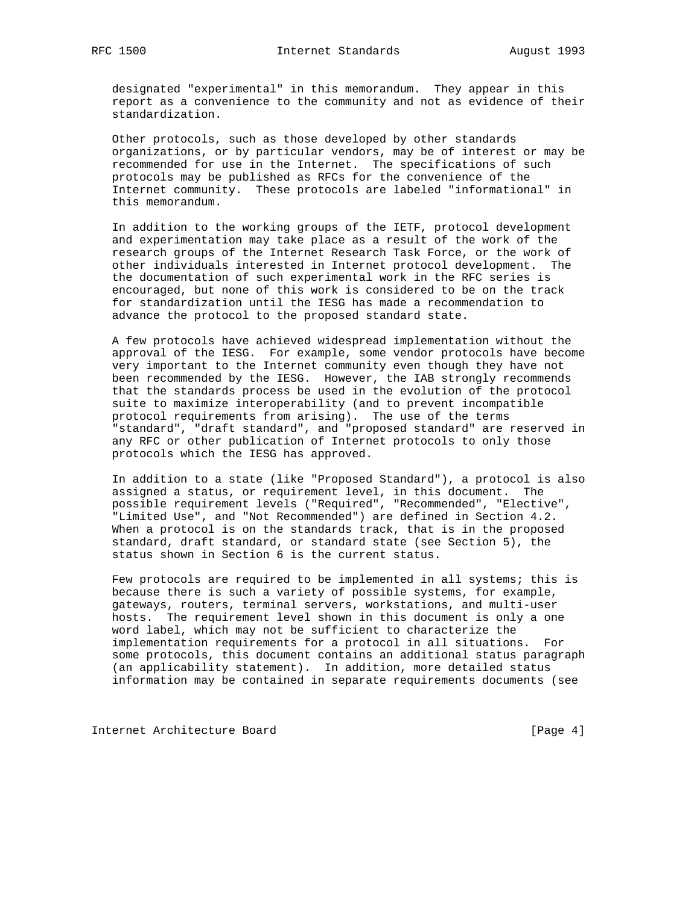designated "experimental" in this memorandum. They appear in this report as a convenience to the community and not as evidence of their standardization.

Other protocols, such as those developed by other standards organizations, or by particular vendors, may be of interest or may be recommended for use in the Internet. The specifications of such protocols may be published as RFCs for the convenience of the Internet community. These protocols are labeled "informational" in this memorandum.

In addition to the working groups of the IETF, protocol development and experimentation may take place as a result of the work of the research groups of the Internet Research Task Force, or the work of other individuals interested in Internet protocol development. The the documentation of such experimental work in the RFC series is encouraged, but none of this work is considered to be on the track for standardization until the IESG has made a recommendation to advance the protocol to the proposed standard state.

A few protocols have achieved widespread implementation without the approval of the IESG. For example, some vendor protocols have become very important to the Internet community even though they have not been recommended by the IESG. However, the IAB strongly recommends that the standards process be used in the evolution of the protocol suite to maximize interoperability (and to prevent incompatible protocol requirements from arising). The use of the terms "standard", "draft standard", and "proposed standard" are reserved in any RFC or other publication of Internet protocols to only those protocols which the IESG has approved.

In addition to a state (like "Proposed Standard"), a protocol is also assigned a status, or requirement level, in this document. The possible requirement levels ("Required", "Recommended", "Elective", "Limited Use", and "Not Recommended") are defined in Section 4.2. When a protocol is on the standards track, that is in the proposed standard, draft standard, or standard state (see Section 5), the status shown in Section 6 is the current status.

Few protocols are required to be implemented in all systems; this is because there is such a variety of possible systems, for example, gateways, routers, terminal servers, workstations, and multi-user hosts. The requirement level shown in this document is only a one word label, which may not be sufficient to characterize the implementation requirements for a protocol in all situations. For some protocols, this document contains an additional status paragraph (an applicability statement). In addition, more detailed status information may be contained in separate requirements documents (see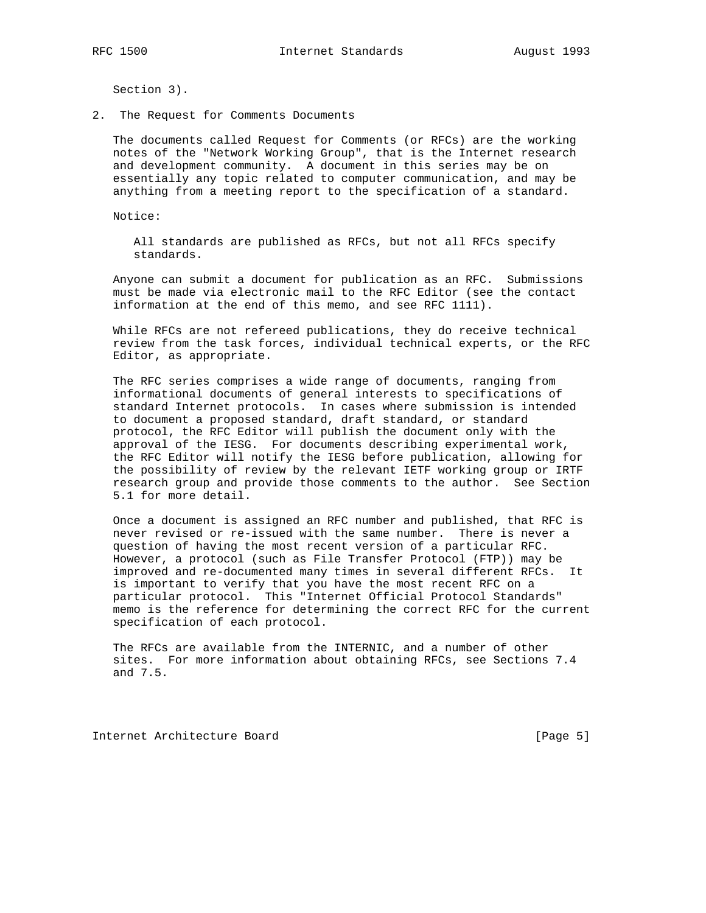Section 3).

## 2. The Request for Comments Documents

The documents called Request for Comments (or RFCs) are the working notes of the "Network Working Group", that is the Internet research and development community. A document in this series may be on essentially any topic related to computer communication, and may be anything from a meeting report to the specification of a standard.

Notice:

> All standards are published as RFCs, but not all RFCs specify standards.

Anyone can submit a document for publication as an RFC. Submissions must be made via electronic mail to the RFC Editor (see the contact information at the end of this memo, and see RFC 1111).

While RFCs are not refereed publications, they do receive technical review from the task forces, individual technical experts, or the RFC Editor, as appropriate.

The RFC series comprises a wide range of documents, ranging from informational documents of general interests to specifications of standard Internet protocols. In cases where submission is intended to document a proposed standard, draft standard, or standard protocol, the RFC Editor will publish the document only with the approval of the IESG. For documents describing experimental work, the RFC Editor will notify the IESG before publication, allowing for the possibility of review by the relevant IETF working group or IRTF research group and provide those comments to the author. See Section 5.1 for more detail.

Once a document is assigned an RFC number and published, that RFC is never revised or re-issued with the same number. There is never a question of having the most recent version of a particular RFC. However, a protocol (such as File Transfer Protocol (FTP)) may be improved and re-documented many times in several different RFCs. It is important to verify that you have the most recent RFC on a particular protocol. This "Internet Official Protocol Standards" memo is the reference for determining the correct RFC for the current specification of each protocol.

The RFCs are available from the INTERNIC, and a number of other sites. For more information about obtaining RFCs, see Sections 7.4 and 7.5.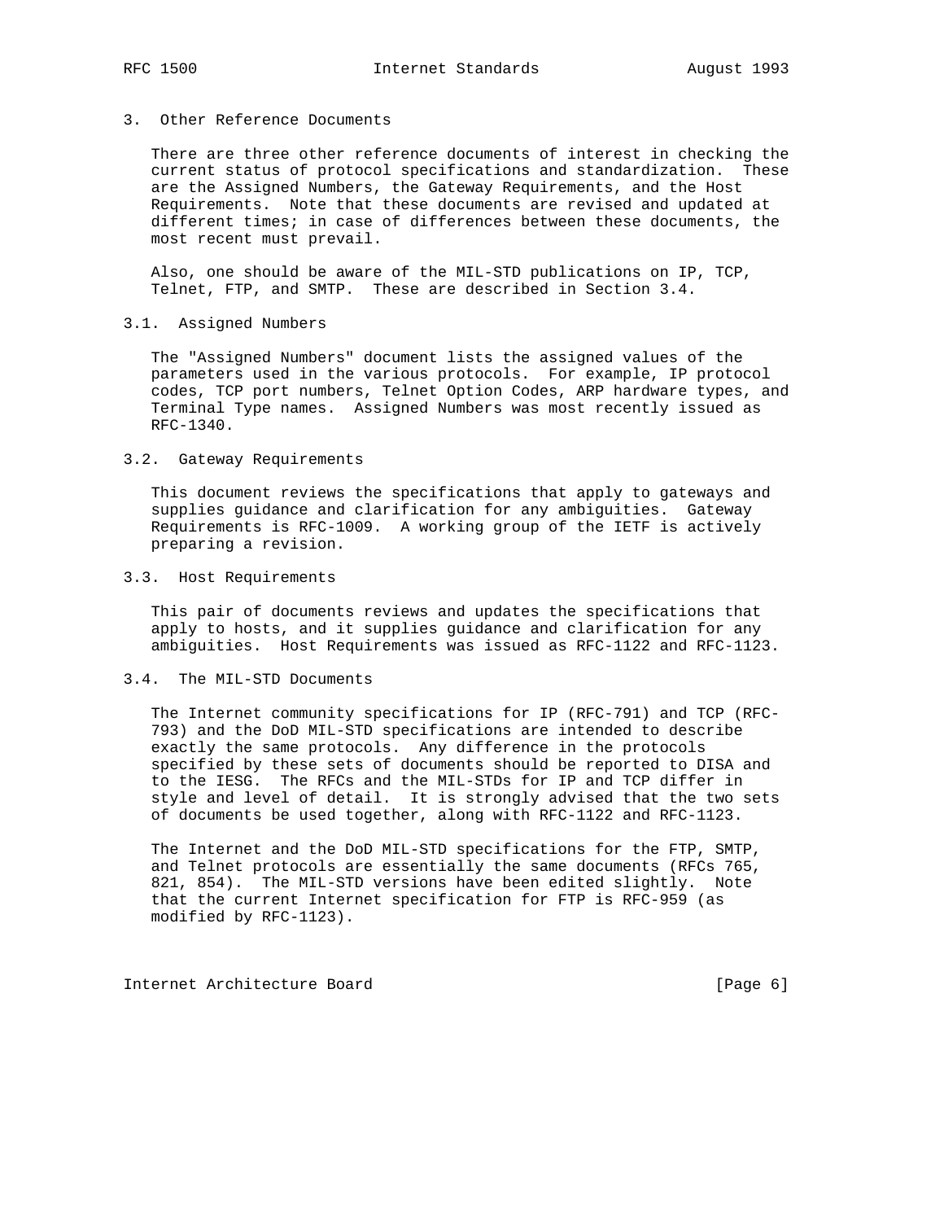## 3. Other Reference Documents

There are three other reference documents of interest in checking the current status of protocol specifications and standardization. These are the Assigned Numbers, the Gateway Requirements, and the Host Requirements. Note that these documents are revised and updated at different times; in case of differences between these documents, the most recent must prevail.

Also, one should be aware of the MIL-STD publications on IP, TCP, Telnet, FTP, and SMTP. These are described in Section 3.4.

### 3.1. Assigned Numbers

The "Assigned Numbers" document lists the assigned values of the parameters used in the various protocols. For example, IP protocol codes, TCP port numbers, Telnet Option Codes, ARP hardware types, and Terminal Type names. Assigned Numbers was most recently issued as RFC-1340.

### 3.2. Gateway Requirements

This document reviews the specifications that apply to gateways and supplies guidance and clarification for any ambiguities. Gateway Requirements is RFC-1009. A working group of the IETF is actively preparing a revision.

### 3.3. Host Requirements

This pair of documents reviews and updates the specifications that apply to hosts, and it supplies guidance and clarification for any ambiguities. Host Requirements was issued as RFC-1122 and RFC-1123.

### 3.4. The MIL-STD Documents

The Internet community specifications for IP (RFC-791) and TCP (RFC-793) and the DoD MIL-STD specifications are intended to describe exactly the same protocols. Any difference in the protocols specified by these sets of documents should be reported to DISA and to the IESG. The RFCs and the MIL-STDs for IP and TCP differ in style and level of detail. It is strongly advised that the two sets of documents be used together, along with RFC-1122 and RFC-1123.

The Internet and the DoD MIL-STD specifications for the FTP, SMTP, and Telnet protocols are essentially the same documents (RFCs 765, 821, 854). The MIL-STD versions have been edited slightly. Note that the current Internet specification for FTP is RFC-959 (as modified by RFC-1123).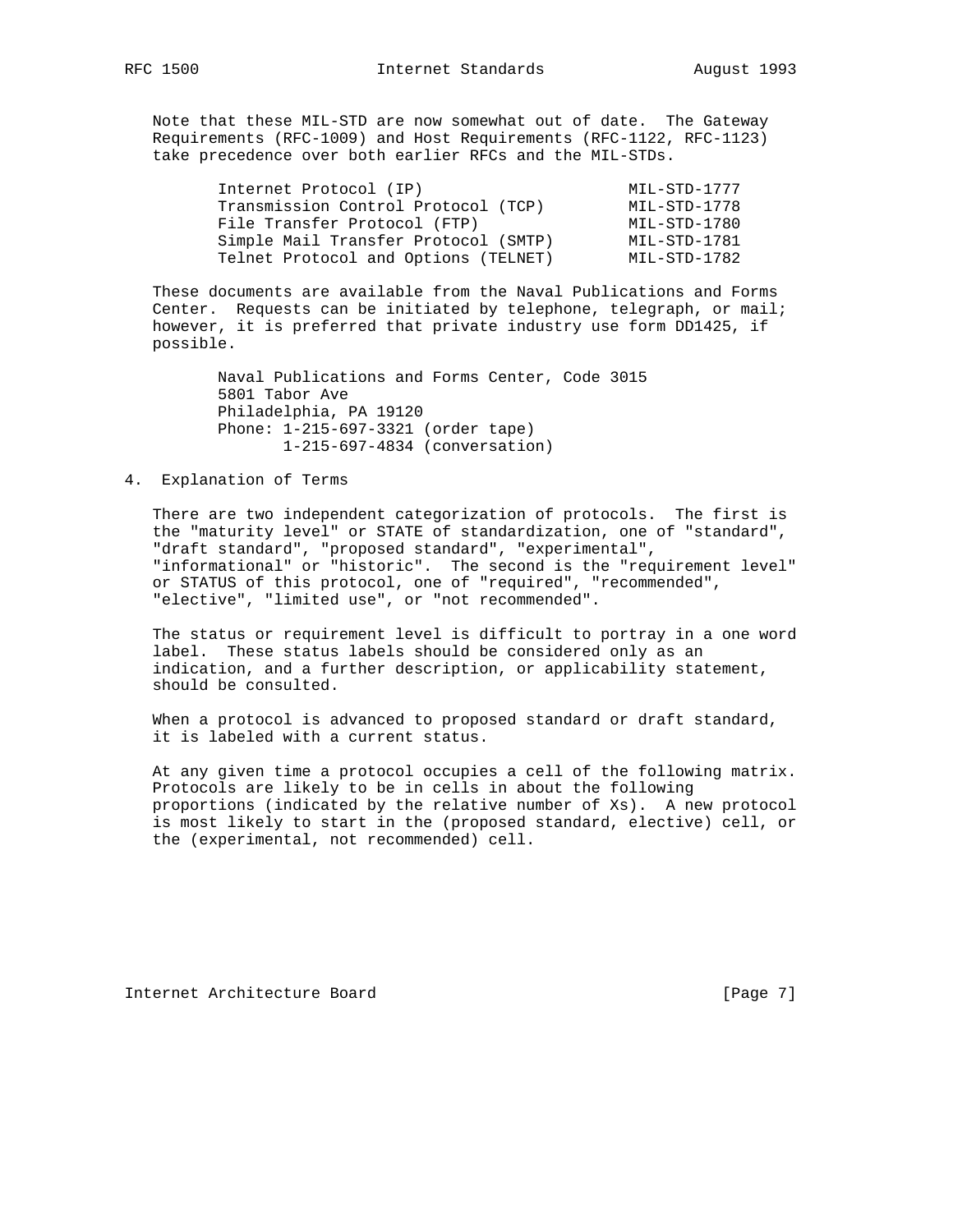Note that these MIL-STD are now somewhat out of date. The Gateway Requirements (RFC-1009) and Host Requirements (RFC-1122, RFC-1123) take precedence over both earlier RFCs and the MIL-STDs.

| Protocol | MIL-STD |
|---|---|
| Internet Protocol (IP) | MIL-STD-1777 |
| Transmission Control Protocol (TCP) | MIL-STD-1778 |
| File Transfer Protocol (FTP) | MIL-STD-1780 |
| Simple Mail Transfer Protocol (SMTP) | MIL-STD-1781 |
| Telnet Protocol and Options (TELNET) | MIL-STD-1782 |

These documents are available from the Naval Publications and Forms Center. Requests can be initiated by telephone, telegraph, or mail; however, it is preferred that private industry use form DD1425, if possible.

```
Naval Publications and Forms Center, Code 3015
5801 Tabor Ave
Philadelphia, PA 19120
Phone: 1-215-697-3321 (order tape)
       1-215-697-4834 (conversation)
```

## 4. Explanation of Terms

There are two independent categorization of protocols. The first is the "maturity level" or STATE of standardization, one of "standard", "draft standard", "proposed standard", "experimental", "informational" or "historic". The second is the "requirement level" or STATUS of this protocol, one of "required", "recommended", "elective", "limited use", or "not recommended".

The status or requirement level is difficult to portray in a one word label. These status labels should be considered only as an indication, and a further description, or applicability statement, should be consulted.

When a protocol is advanced to proposed standard or draft standard, it is labeled with a current status.

At any given time a protocol occupies a cell of the following matrix. Protocols are likely to be in cells in about the following proportions (indicated by the relative number of Xs). A new protocol is most likely to start in the (proposed standard, elective) cell, or the (experimental, not recommended) cell.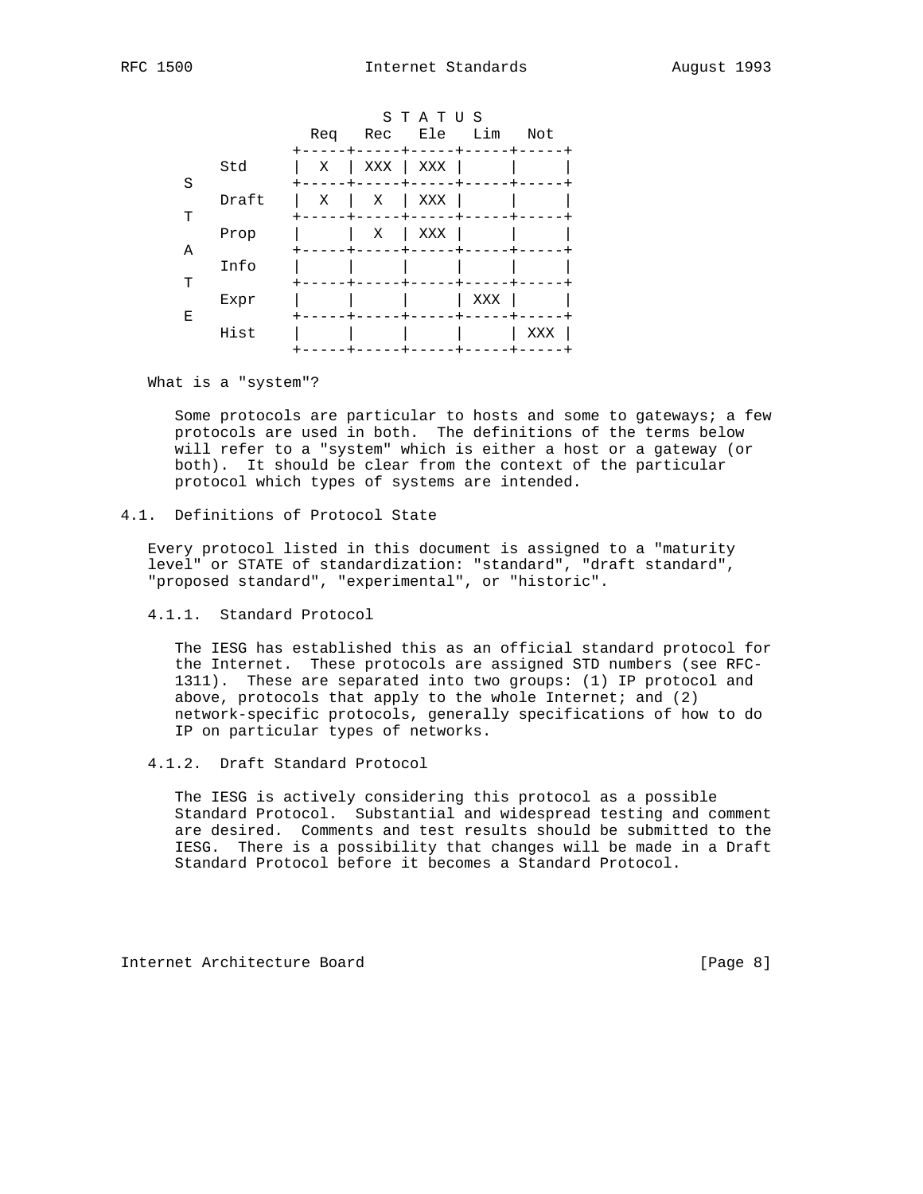|  | Req | Rec | Ele | Lim | Not |
|---|---|---|---|---|---|
| Std | X | XXX | XXX |  |  |
| Draft | X | X | XXX |  |  |
| Prop |  | X | XXX |  |  |
| Info |  |  |  |  |  |
| Expr |  |  |  | XXX |  |
| Hist |  |  |  |  | XXX |

(Rows: STATE; Columns: STATUS)

What is a "system"?

Some protocols are particular to hosts and some to gateways; a few protocols are used in both. The definitions of the terms below will refer to a "system" which is either a host or a gateway (or both). It should be clear from the context of the particular protocol which types of systems are intended.

## 4.1. Definitions of Protocol State

Every protocol listed in this document is assigned to a "maturity level" or STATE of standardization: "standard", "draft standard", "proposed standard", "experimental", or "historic".

### 4.1.1. Standard Protocol

The IESG has established this as an official standard protocol for the Internet. These protocols are assigned STD numbers (see RFC-1311). These are separated into two groups: (1) IP protocol and above, protocols that apply to the whole Internet; and (2) network-specific protocols, generally specifications of how to do IP on particular types of networks.

### 4.1.2. Draft Standard Protocol

The IESG is actively considering this protocol as a possible Standard Protocol. Substantial and widespread testing and comment are desired. Comments and test results should be submitted to the IESG. There is a possibility that changes will be made in a Draft Standard Protocol before it becomes a Standard Protocol.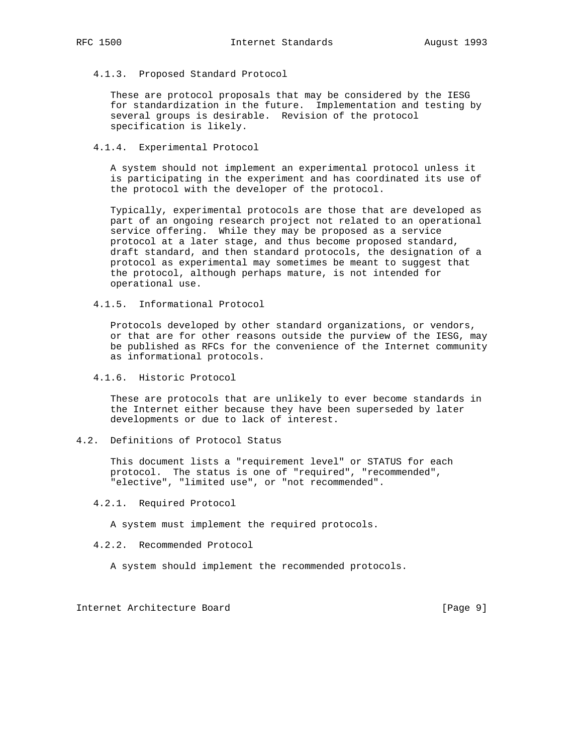#### 4.1.3. Proposed Standard Protocol

These are protocol proposals that may be considered by the IESG for standardization in the future. Implementation and testing by several groups is desirable. Revision of the protocol specification is likely.

#### 4.1.4. Experimental Protocol

A system should not implement an experimental protocol unless it is participating in the experiment and has coordinated its use of the protocol with the developer of the protocol.

Typically, experimental protocols are those that are developed as part of an ongoing research project not related to an operational service offering. While they may be proposed as a service protocol at a later stage, and thus become proposed standard, draft standard, and then standard protocols, the designation of a protocol as experimental may sometimes be meant to suggest that the protocol, although perhaps mature, is not intended for operational use.

#### 4.1.5. Informational Protocol

Protocols developed by other standard organizations, or vendors, or that are for other reasons outside the purview of the IESG, may be published as RFCs for the convenience of the Internet community as informational protocols.

#### 4.1.6. Historic Protocol

These are protocols that are unlikely to ever become standards in the Internet either because they have been superseded by later developments or due to lack of interest.

### 4.2. Definitions of Protocol Status

This document lists a "requirement level" or STATUS for each protocol. The status is one of "required", "recommended", "elective", "limited use", or "not recommended".

#### 4.2.1. Required Protocol

A system must implement the required protocols.

#### 4.2.2. Recommended Protocol

A system should implement the recommended protocols.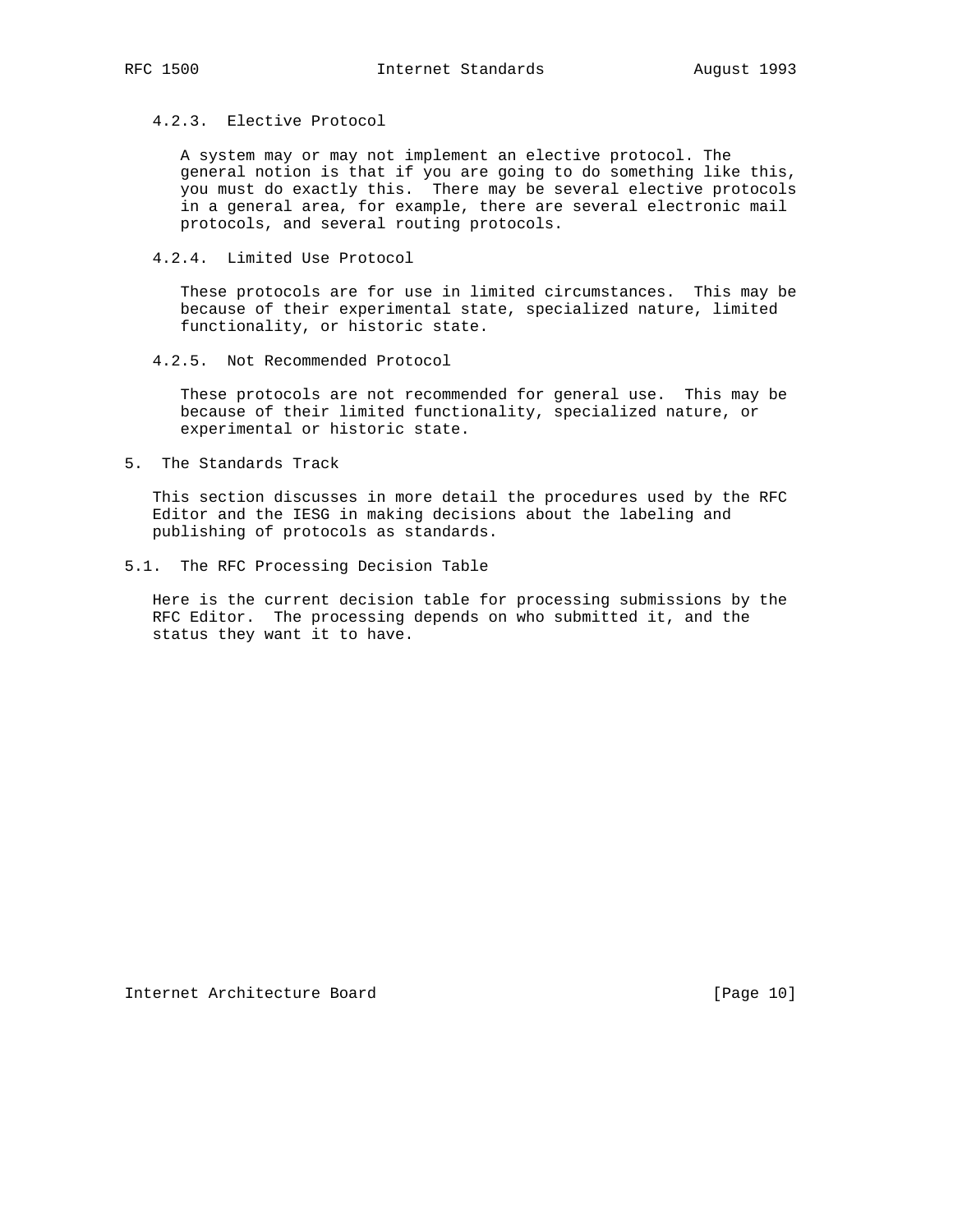#### 4.2.3. Elective Protocol

A system may or may not implement an elective protocol. The general notion is that if you are going to do something like this, you must do exactly this. There may be several elective protocols in a general area, for example, there are several electronic mail protocols, and several routing protocols.

#### 4.2.4. Limited Use Protocol

These protocols are for use in limited circumstances. This may be because of their experimental state, specialized nature, limited functionality, or historic state.

#### 4.2.5. Not Recommended Protocol

These protocols are not recommended for general use. This may be because of their limited functionality, specialized nature, or experimental or historic state.

## 5. The Standards Track

This section discusses in more detail the procedures used by the RFC Editor and the IESG in making decisions about the labeling and publishing of protocols as standards.

### 5.1. The RFC Processing Decision Table

Here is the current decision table for processing submissions by the RFC Editor. The processing depends on who submitted it, and the status they want it to have.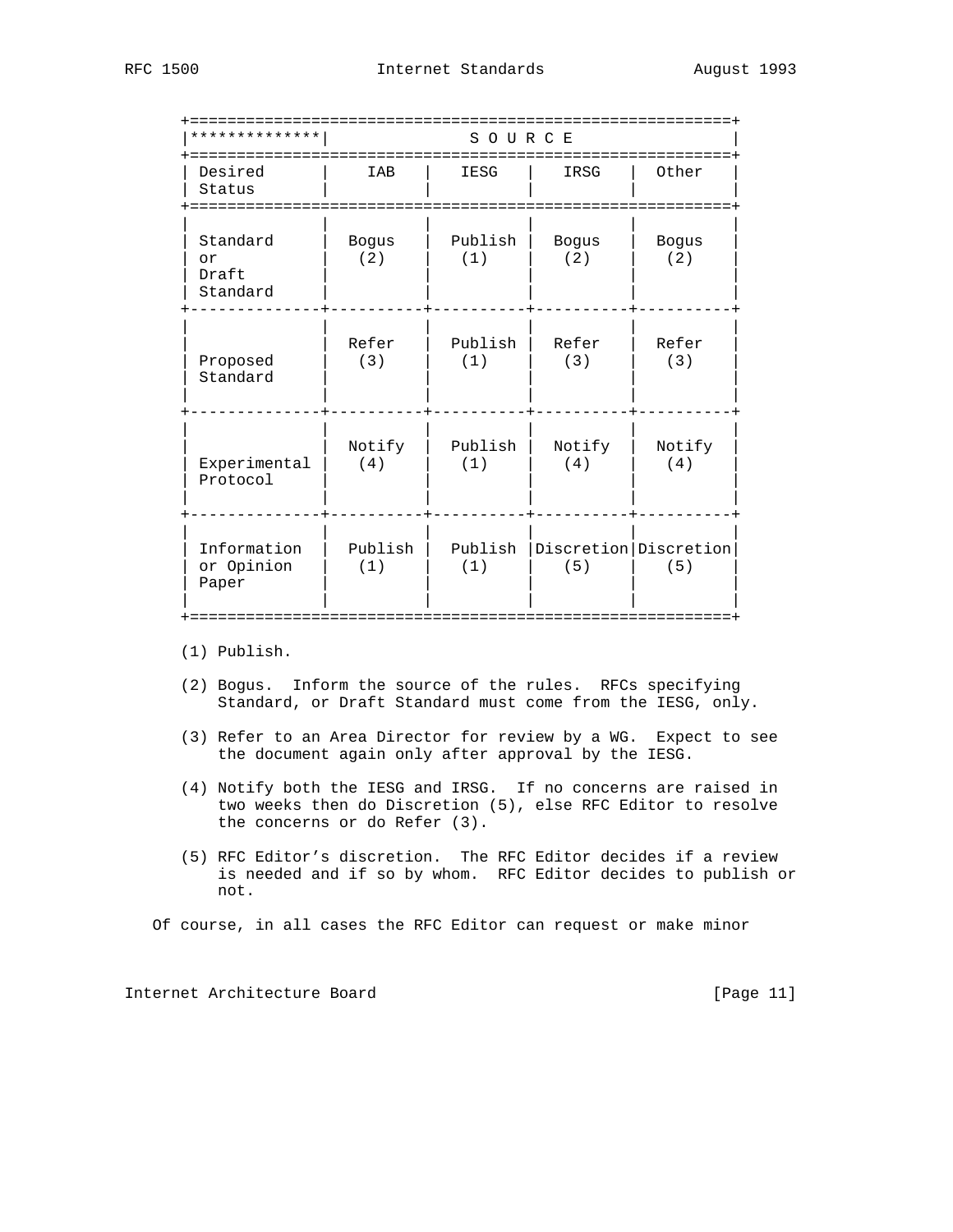| ************** | S O U R C E | | | |
|---|---|---|---|---|
| Desired Status | IAB | IESG | IRSG | Other |
| Standard or Draft Standard | Bogus (2) | Publish (1) | Bogus (2) | Bogus (2) |
| Proposed Standard | Refer (3) | Publish (1) | Refer (3) | Refer (3) |
| Experimental Protocol | Notify (4) | Publish (1) | Notify (4) | Notify (4) |
| Information or Opinion Paper | Publish (1) | Publish (1) | Discretion (5) | Discretion (5) |

(1) Publish.

(2) Bogus. Inform the source of the rules. RFCs specifying Standard, or Draft Standard must come from the IESG, only.

(3) Refer to an Area Director for review by a WG. Expect to see the document again only after approval by the IESG.

(4) Notify both the IESG and IRSG. If no concerns are raised in two weeks then do Discretion (5), else RFC Editor to resolve the concerns or do Refer (3).

(5) RFC Editor's discretion. The RFC Editor decides if a review is needed and if so by whom. RFC Editor decides to publish or not.

Of course, in all cases the RFC Editor can request or make minor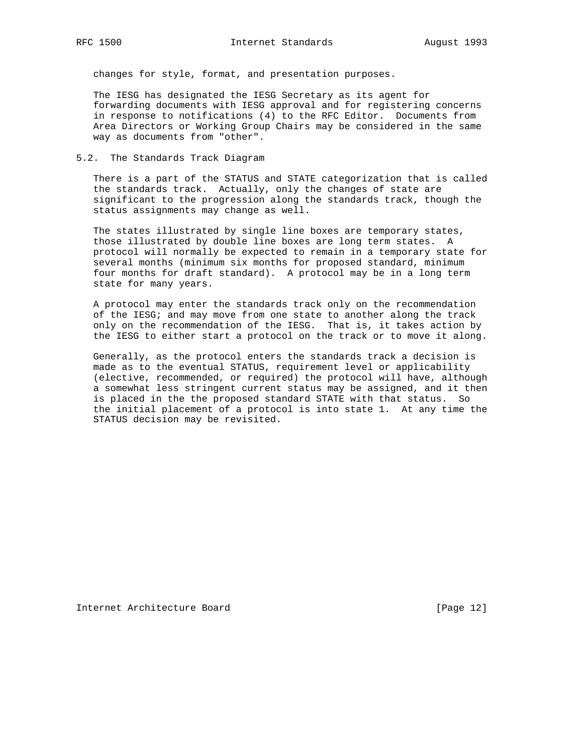changes for style, format, and presentation purposes.

The IESG has designated the IESG Secretary as its agent for forwarding documents with IESG approval and for registering concerns in response to notifications (4) to the RFC Editor. Documents from Area Directors or Working Group Chairs may be considered in the same way as documents from "other".

## 5.2. The Standards Track Diagram

There is a part of the STATUS and STATE categorization that is called the standards track. Actually, only the changes of state are significant to the progression along the standards track, though the status assignments may change as well.

The states illustrated by single line boxes are temporary states, those illustrated by double line boxes are long term states. A protocol will normally be expected to remain in a temporary state for several months (minimum six months for proposed standard, minimum four months for draft standard). A protocol may be in a long term state for many years.

A protocol may enter the standards track only on the recommendation of the IESG; and may move from one state to another along the track only on the recommendation of the IESG. That is, it takes action by the IESG to either start a protocol on the track or to move it along.

Generally, as the protocol enters the standards track a decision is made as to the eventual STATUS, requirement level or applicability (elective, recommended, or required) the protocol will have, although a somewhat less stringent current status may be assigned, and it then is placed in the the proposed standard STATE with that status. So the initial placement of a protocol is into state 1. At any time the STATUS decision may be revisited.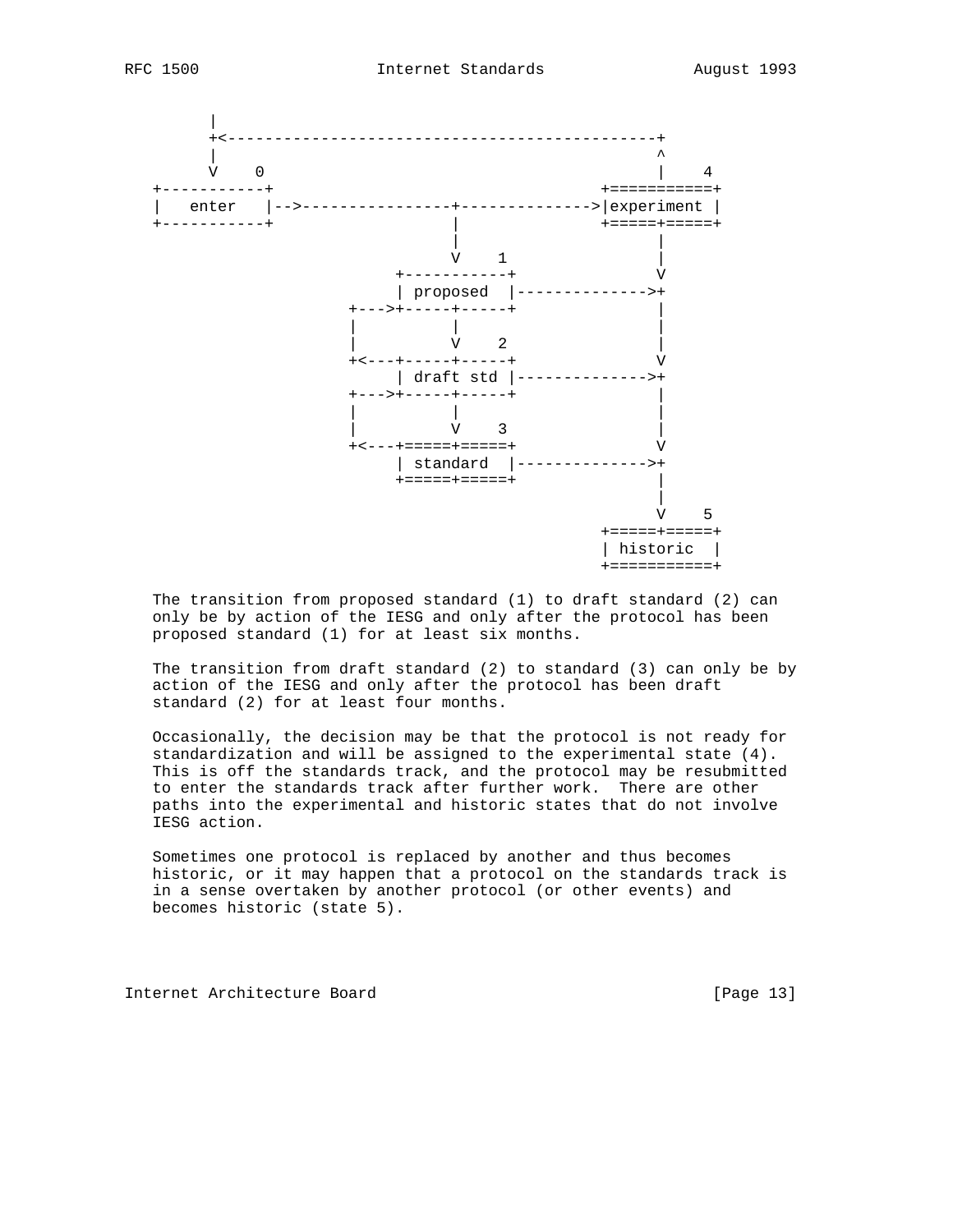```
       |
       +<----------------------------------------------+
       |                                               ^
       V    0                                          |    4
 +-----------+                                  +===========+
 |   enter   |-->----------------+-------------->|experiment |
 +-----------+                   |              +=====+=====+
                                 |                    |
                                 V    1               |
                           +-----------+              V
                           | proposed  |-------------->+
                      +--->+-----+-----+              |
                      |          |                    |
                      |          V    2               |
                      +<---+-----+-----+              V
                           | draft std |-------------->+
                      +--->+-----+-----+              |
                      |          |                    |
                      |          V    3               |
                      +<---+=====+=====+              V
                           | standard  |-------------->+
                           +=====+=====+              |
                                                      |
                                                      V    5
                                                +=====+=====+
                                                | historic  |
                                                +===========+
```

The transition from proposed standard (1) to draft standard (2) can only be by action of the IESG and only after the protocol has been proposed standard (1) for at least six months.

The transition from draft standard (2) to standard (3) can only be by action of the IESG and only after the protocol has been draft standard (2) for at least four months.

Occasionally, the decision may be that the protocol is not ready for standardization and will be assigned to the experimental state (4). This is off the standards track, and the protocol may be resubmitted to enter the standards track after further work. There are other paths into the experimental and historic states that do not involve IESG action.

Sometimes one protocol is replaced by another and thus becomes historic, or it may happen that a protocol on the standards track is in a sense overtaken by another protocol (or other events) and becomes historic (state 5).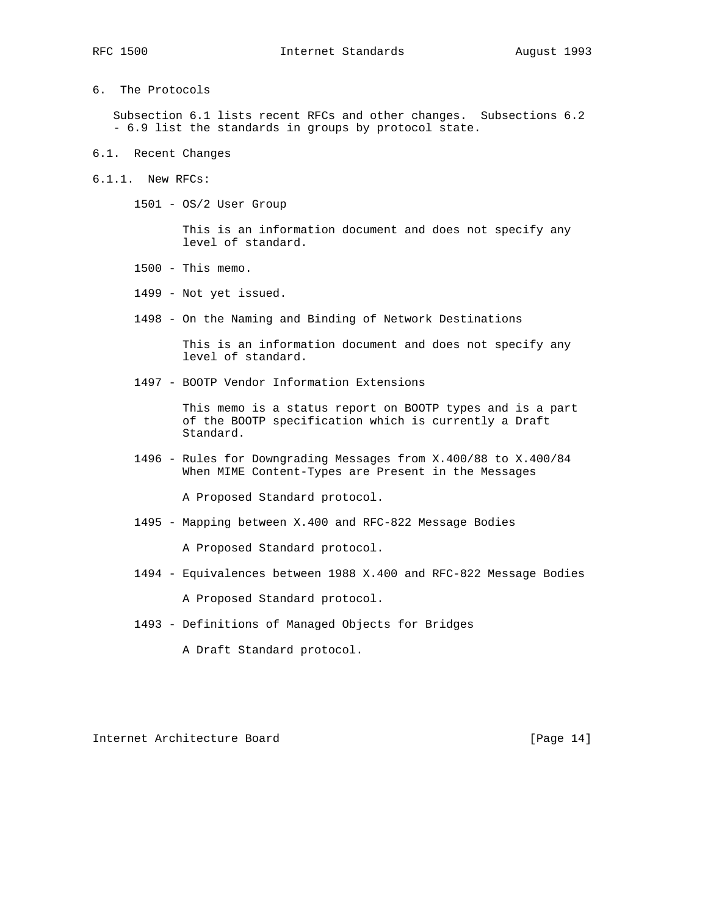## 6. The Protocols

Subsection 6.1 lists recent RFCs and other changes. Subsections 6.2 - 6.9 list the standards in groups by protocol state.

### 6.1. Recent Changes

#### 6.1.1. New RFCs:

1501 - OS/2 User Group

This is an information document and does not specify any level of standard.

1500 - This memo.

1499 - Not yet issued.

1498 - On the Naming and Binding of Network Destinations

This is an information document and does not specify any level of standard.

1497 - BOOTP Vendor Information Extensions

This memo is a status report on BOOTP types and is a part of the BOOTP specification which is currently a Draft Standard.

1496 - Rules for Downgrading Messages from X.400/88 to X.400/84 When MIME Content-Types are Present in the Messages

A Proposed Standard protocol.

1495 - Mapping between X.400 and RFC-822 Message Bodies

A Proposed Standard protocol.

1494 - Equivalences between 1988 X.400 and RFC-822 Message Bodies

A Proposed Standard protocol.

1493 - Definitions of Managed Objects for Bridges

A Draft Standard protocol.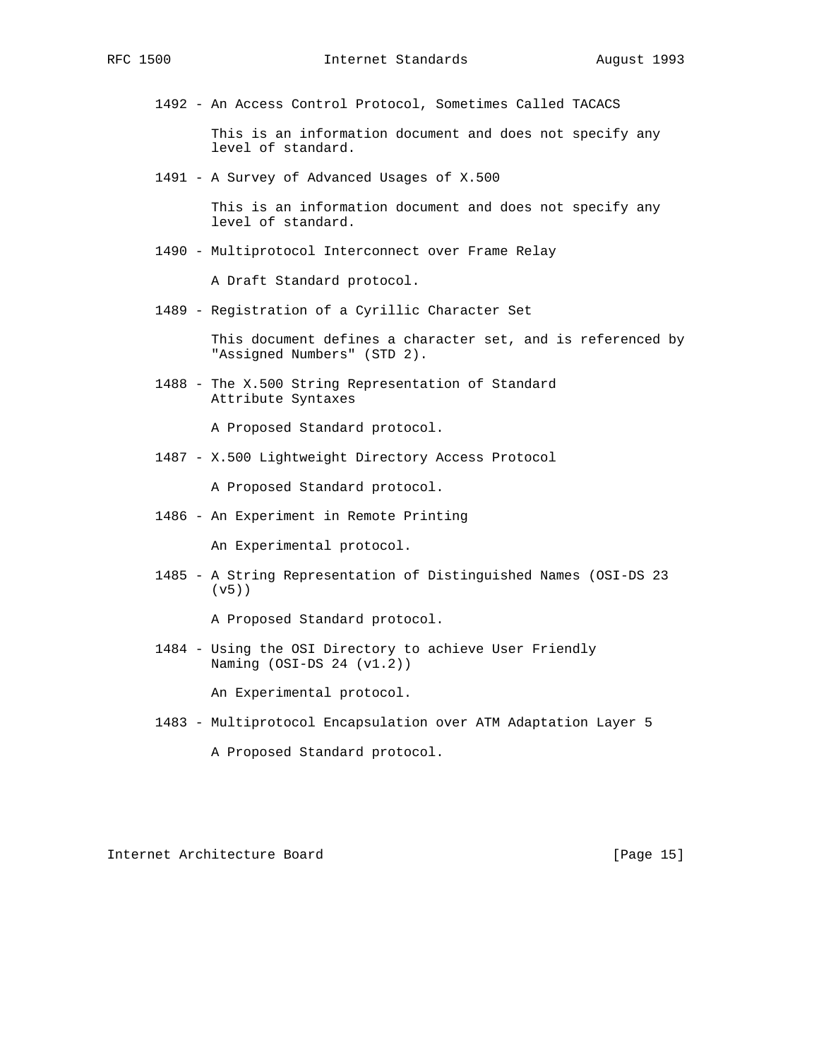1492 - An Access Control Protocol, Sometimes Called TACACS

This is an information document and does not specify any level of standard.

1491 - A Survey of Advanced Usages of X.500

This is an information document and does not specify any level of standard.

1490 - Multiprotocol Interconnect over Frame Relay

A Draft Standard protocol.

1489 - Registration of a Cyrillic Character Set

This document defines a character set, and is referenced by "Assigned Numbers" (STD 2).

1488 - The X.500 String Representation of Standard Attribute Syntaxes

A Proposed Standard protocol.

1487 - X.500 Lightweight Directory Access Protocol

A Proposed Standard protocol.

1486 - An Experiment in Remote Printing

An Experimental protocol.

1485 - A String Representation of Distinguished Names (OSI-DS 23 (v5))

A Proposed Standard protocol.

1484 - Using the OSI Directory to achieve User Friendly Naming (OSI-DS 24 (v1.2))

An Experimental protocol.

1483 - Multiprotocol Encapsulation over ATM Adaptation Layer 5

A Proposed Standard protocol.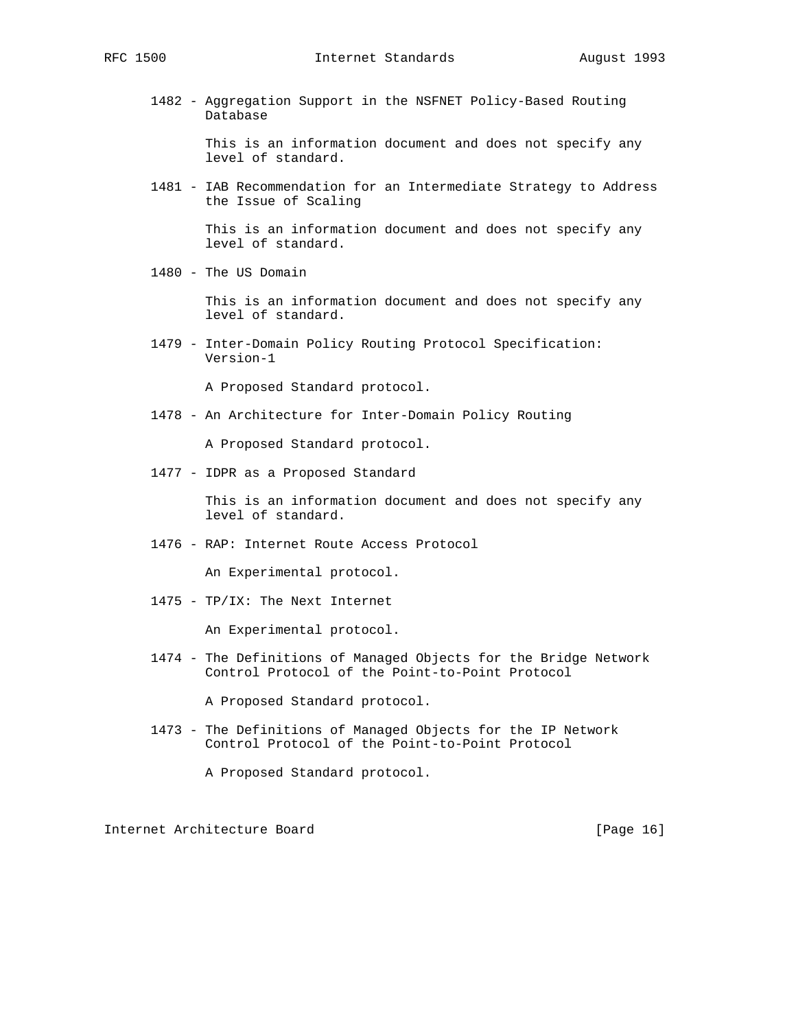1482 - Aggregation Support in the NSFNET Policy-Based Routing Database

This is an information document and does not specify any level of standard.

1481 - IAB Recommendation for an Intermediate Strategy to Address the Issue of Scaling

This is an information document and does not specify any level of standard.

1480 - The US Domain

This is an information document and does not specify any level of standard.

1479 - Inter-Domain Policy Routing Protocol Specification: Version-1

A Proposed Standard protocol.

1478 - An Architecture for Inter-Domain Policy Routing

A Proposed Standard protocol.

1477 - IDPR as a Proposed Standard

This is an information document and does not specify any level of standard.

1476 - RAP: Internet Route Access Protocol

An Experimental protocol.

1475 - TP/IX: The Next Internet

An Experimental protocol.

1474 - The Definitions of Managed Objects for the Bridge Network Control Protocol of the Point-to-Point Protocol

A Proposed Standard protocol.

1473 - The Definitions of Managed Objects for the IP Network Control Protocol of the Point-to-Point Protocol

A Proposed Standard protocol.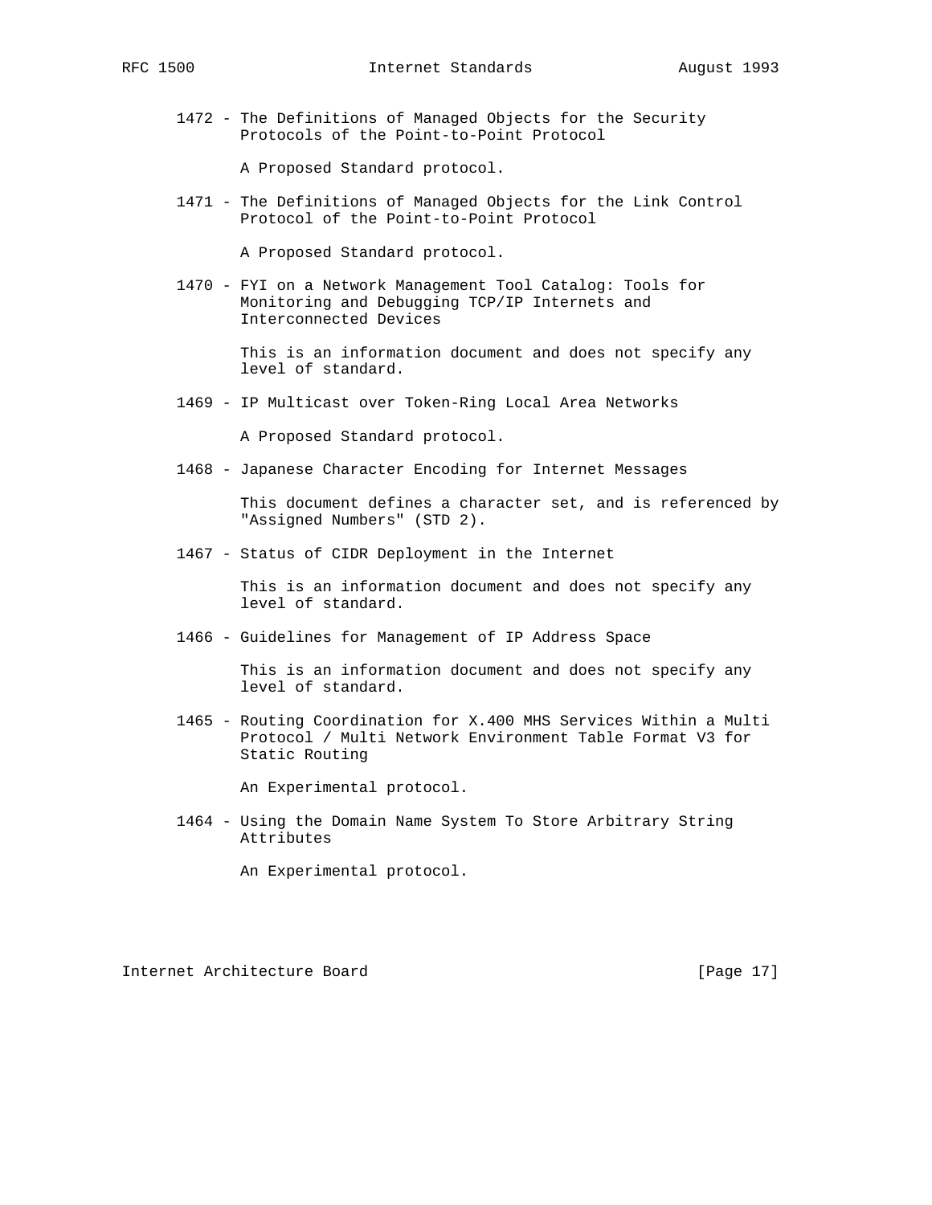1472 - The Definitions of Managed Objects for the Security Protocols of the Point-to-Point Protocol

A Proposed Standard protocol.

1471 - The Definitions of Managed Objects for the Link Control Protocol of the Point-to-Point Protocol

A Proposed Standard protocol.

1470 - FYI on a Network Management Tool Catalog: Tools for Monitoring and Debugging TCP/IP Internets and Interconnected Devices

This is an information document and does not specify any level of standard.

1469 - IP Multicast over Token-Ring Local Area Networks

A Proposed Standard protocol.

1468 - Japanese Character Encoding for Internet Messages

This document defines a character set, and is referenced by "Assigned Numbers" (STD 2).

1467 - Status of CIDR Deployment in the Internet

This is an information document and does not specify any level of standard.

1466 - Guidelines for Management of IP Address Space

This is an information document and does not specify any level of standard.

1465 - Routing Coordination for X.400 MHS Services Within a Multi Protocol / Multi Network Environment Table Format V3 for Static Routing

An Experimental protocol.

1464 - Using the Domain Name System To Store Arbitrary String Attributes

An Experimental protocol.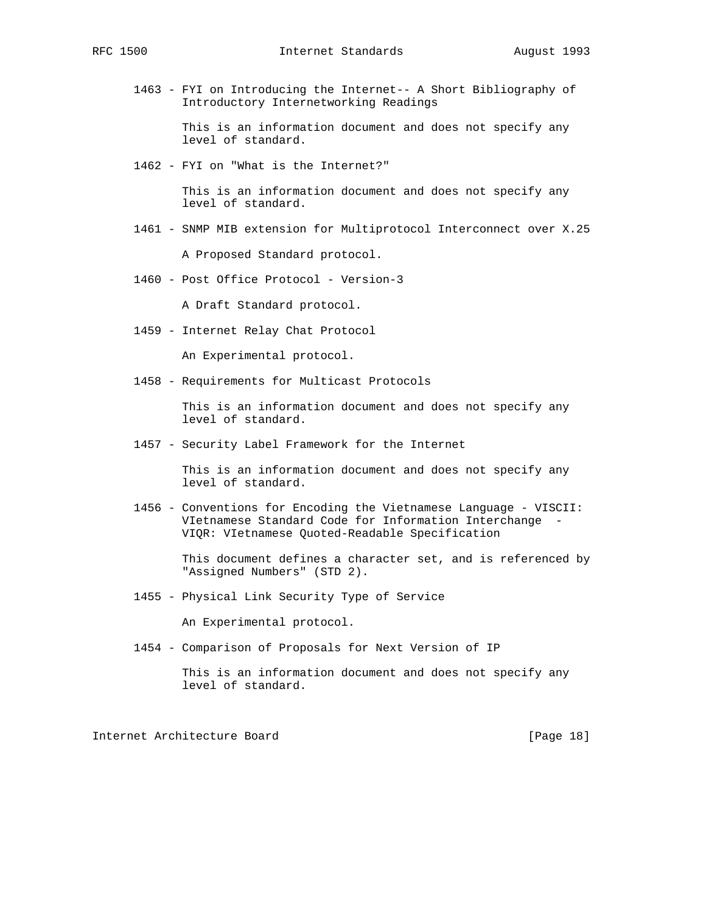1463 - FYI on Introducing the Internet-- A Short Bibliography of Introductory Internetworking Readings

This is an information document and does not specify any level of standard.

1462 - FYI on "What is the Internet?"

This is an information document and does not specify any level of standard.

1461 - SNMP MIB extension for Multiprotocol Interconnect over X.25

A Proposed Standard protocol.

1460 - Post Office Protocol - Version-3

A Draft Standard protocol.

1459 - Internet Relay Chat Protocol

An Experimental protocol.

1458 - Requirements for Multicast Protocols

This is an information document and does not specify any level of standard.

1457 - Security Label Framework for the Internet

This is an information document and does not specify any level of standard.

1456 - Conventions for Encoding the Vietnamese Language - VISCII: VIetnamese Standard Code for Information Interchange - VIQR: VIetnamese Quoted-Readable Specification

This document defines a character set, and is referenced by "Assigned Numbers" (STD 2).

1455 - Physical Link Security Type of Service

An Experimental protocol.

1454 - Comparison of Proposals for Next Version of IP

This is an information document and does not specify any level of standard.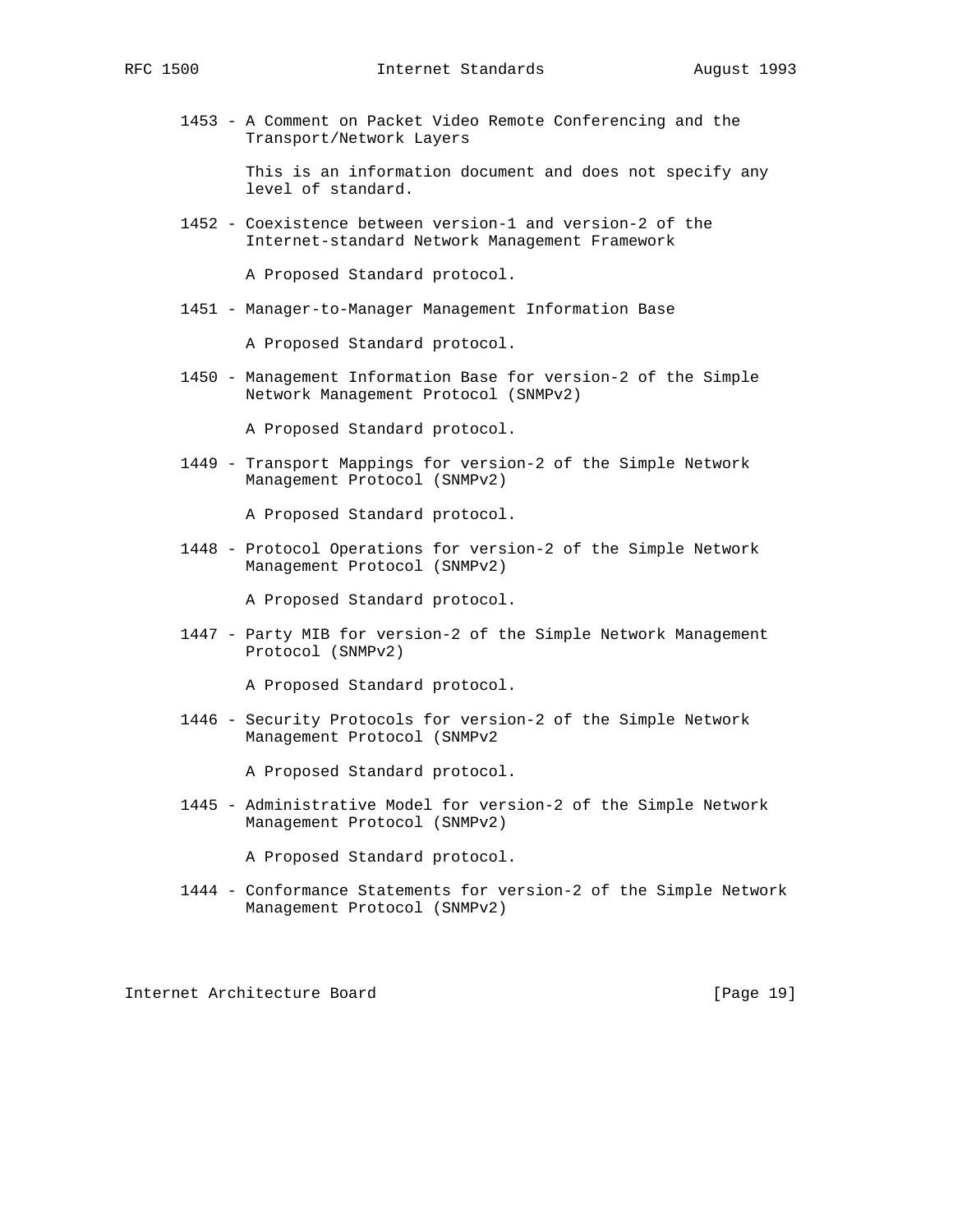1453 - A Comment on Packet Video Remote Conferencing and the Transport/Network Layers

This is an information document and does not specify any level of standard.

1452 - Coexistence between version-1 and version-2 of the Internet-standard Network Management Framework

A Proposed Standard protocol.

1451 - Manager-to-Manager Management Information Base

A Proposed Standard protocol.

1450 - Management Information Base for version-2 of the Simple Network Management Protocol (SNMPv2)

A Proposed Standard protocol.

1449 - Transport Mappings for version-2 of the Simple Network Management Protocol (SNMPv2)

A Proposed Standard protocol.

1448 - Protocol Operations for version-2 of the Simple Network Management Protocol (SNMPv2)

A Proposed Standard protocol.

1447 - Party MIB for version-2 of the Simple Network Management Protocol (SNMPv2)

A Proposed Standard protocol.

1446 - Security Protocols for version-2 of the Simple Network Management Protocol (SNMPv2

A Proposed Standard protocol.

1445 - Administrative Model for version-2 of the Simple Network Management Protocol (SNMPv2)

A Proposed Standard protocol.

1444 - Conformance Statements for version-2 of the Simple Network Management Protocol (SNMPv2)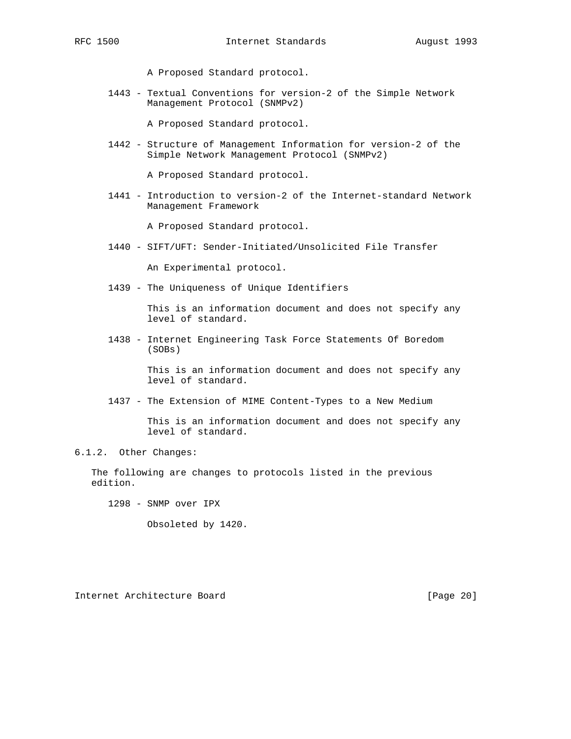A Proposed Standard protocol.

1443 - Textual Conventions for version-2 of the Simple Network Management Protocol (SNMPv2)

A Proposed Standard protocol.

1442 - Structure of Management Information for version-2 of the Simple Network Management Protocol (SNMPv2)

A Proposed Standard protocol.

1441 - Introduction to version-2 of the Internet-standard Network Management Framework

A Proposed Standard protocol.

1440 - SIFT/UFT: Sender-Initiated/Unsolicited File Transfer

An Experimental protocol.

1439 - The Uniqueness of Unique Identifiers

This is an information document and does not specify any level of standard.

1438 - Internet Engineering Task Force Statements Of Boredom (SOBs)

This is an information document and does not specify any level of standard.

1437 - The Extension of MIME Content-Types to a New Medium

This is an information document and does not specify any level of standard.

### 6.1.2. Other Changes:

The following are changes to protocols listed in the previous edition.

1298 - SNMP over IPX

Obsoleted by 1420.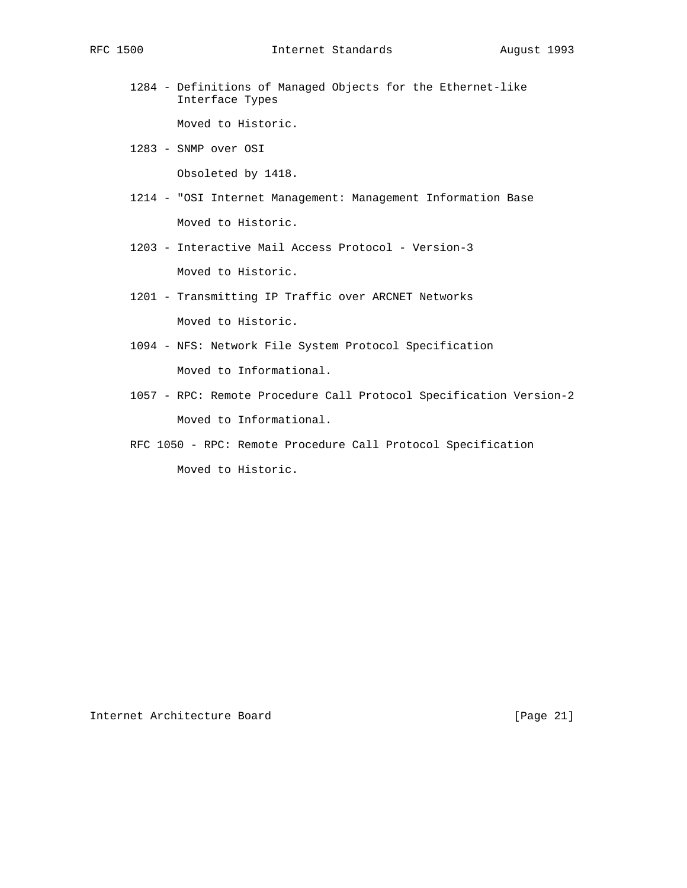1284 - Definitions of Managed Objects for the Ethernet-like Interface Types

Moved to Historic.

1283 - SNMP over OSI

Obsoleted by 1418.

1214 - "OSI Internet Management: Management Information Base

Moved to Historic.

1203 - Interactive Mail Access Protocol - Version-3

Moved to Historic.

1201 - Transmitting IP Traffic over ARCNET Networks

Moved to Historic.

1094 - NFS: Network File System Protocol Specification

Moved to Informational.

1057 - RPC: Remote Procedure Call Protocol Specification Version-2

Moved to Informational.

RFC 1050 - RPC: Remote Procedure Call Protocol Specification

Moved to Historic.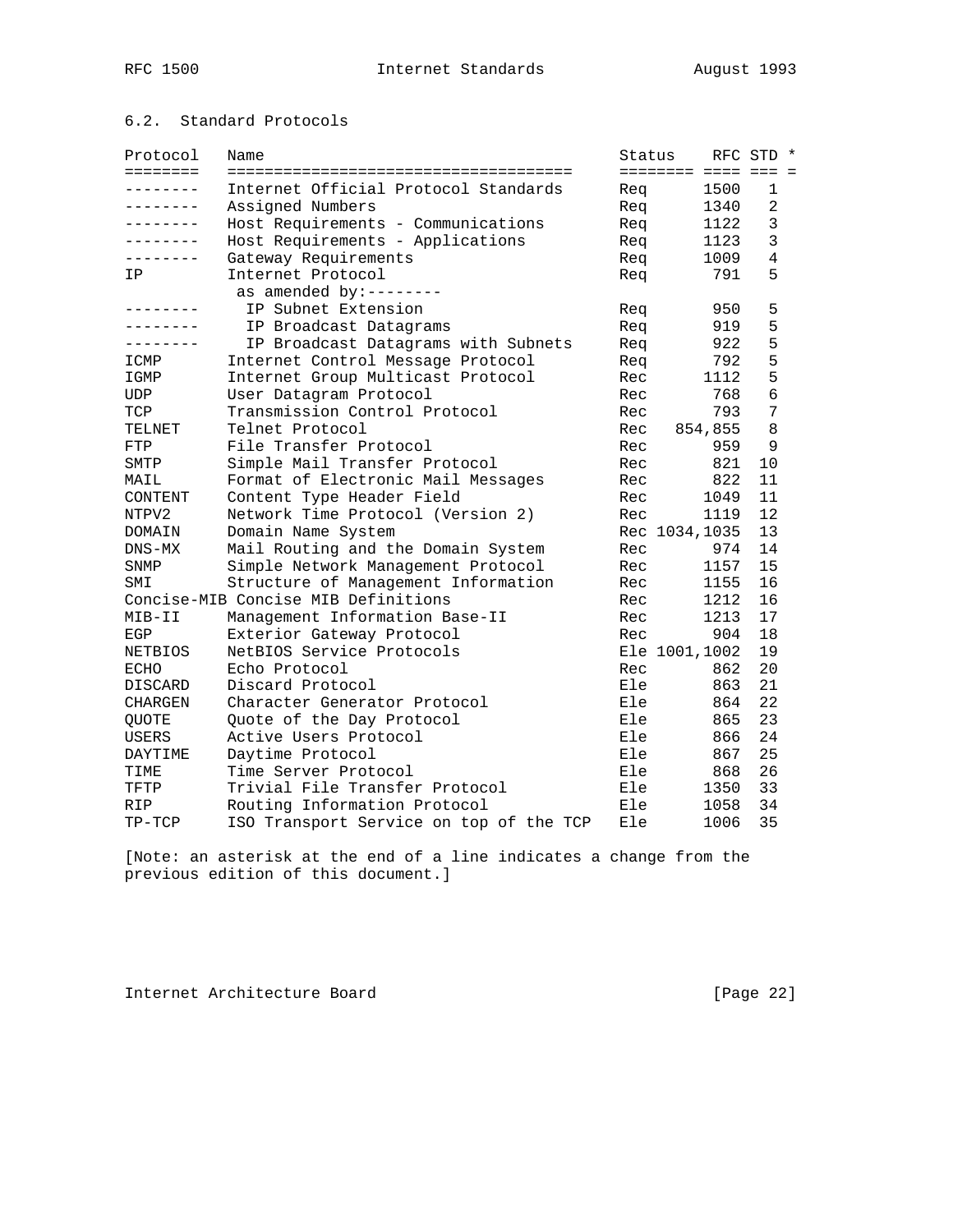## 6.2. Standard Protocols

| Protocol | Name | Status | RFC | STD | * |
|---|---|---|---|---|---|
| -------- | Internet Official Protocol Standards | Req | 1500 | 1 | |
| -------- | Assigned Numbers | Req | 1340 | 2 | |
| -------- | Host Requirements - Communications | Req | 1122 | 3 | |
| -------- | Host Requirements - Applications | Req | 1123 | 3 | |
| -------- | Gateway Requirements | Req | 1009 | 4 | |
| IP | Internet Protocol | Req | 791 | 5 | |
| | as amended by:-------- | | | | |
| -------- | IP Subnet Extension | Req | 950 | 5 | |
| -------- | IP Broadcast Datagrams | Req | 919 | 5 | |
| -------- | IP Broadcast Datagrams with Subnets | Req | 922 | 5 | |
| ICMP | Internet Control Message Protocol | Req | 792 | 5 | |
| IGMP | Internet Group Multicast Protocol | Rec | 1112 | 5 | |
| UDP | User Datagram Protocol | Rec | 768 | 6 | |
| TCP | Transmission Control Protocol | Rec | 793 | 7 | |
| TELNET | Telnet Protocol | Rec | 854,855 | 8 | |
| FTP | File Transfer Protocol | Rec | 959 | 9 | |
| SMTP | Simple Mail Transfer Protocol | Rec | 821 | 10 | |
| MAIL | Format of Electronic Mail Messages | Rec | 822 | 11 | |
| CONTENT | Content Type Header Field | Rec | 1049 | 11 | |
| NTPV2 | Network Time Protocol (Version 2) | Rec | 1119 | 12 | |
| DOMAIN | Domain Name System | Rec | 1034,1035 | 13 | |
| DNS-MX | Mail Routing and the Domain System | Rec | 974 | 14 | |
| SNMP | Simple Network Management Protocol | Rec | 1157 | 15 | |
| SMI | Structure of Management Information | Rec | 1155 | 16 | |
| Concise-MIB | Concise MIB Definitions | Rec | 1212 | 16 | |
| MIB-II | Management Information Base-II | Rec | 1213 | 17 | |
| EGP | Exterior Gateway Protocol | Rec | 904 | 18 | |
| NETBIOS | NetBIOS Service Protocols | Ele | 1001,1002 | 19 | |
| ECHO | Echo Protocol | Rec | 862 | 20 | |
| DISCARD | Discard Protocol | Ele | 863 | 21 | |
| CHARGEN | Character Generator Protocol | Ele | 864 | 22 | |
| QUOTE | Quote of the Day Protocol | Ele | 865 | 23 | |
| USERS | Active Users Protocol | Ele | 866 | 24 | |
| DAYTIME | Daytime Protocol | Ele | 867 | 25 | |
| TIME | Time Server Protocol | Ele | 868 | 26 | |
| TFTP | Trivial File Transfer Protocol | Ele | 1350 | 33 | |
| RIP | Routing Information Protocol | Ele | 1058 | 34 | |
| TP-TCP | ISO Transport Service on top of the TCP | Ele | 1006 | 35 | |

[Note: an asterisk at the end of a line indicates a change from the previous edition of this document.]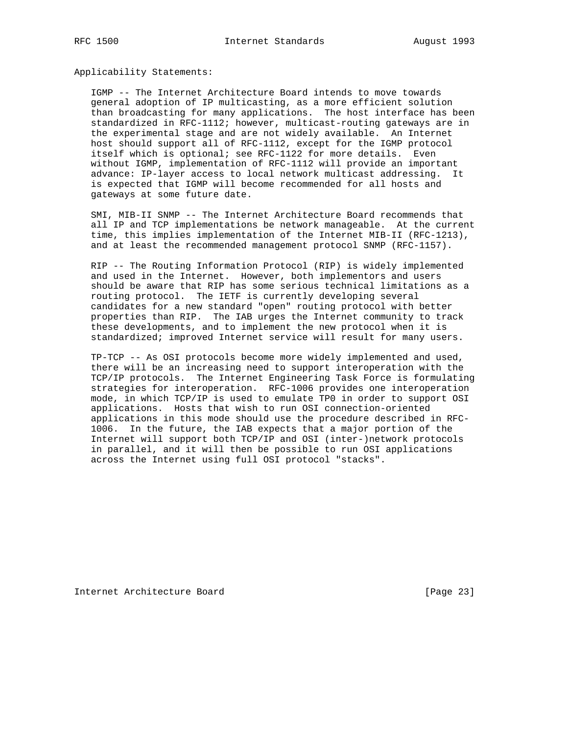Applicability Statements:

IGMP -- The Internet Architecture Board intends to move towards general adoption of IP multicasting, as a more efficient solution than broadcasting for many applications. The host interface has been standardized in RFC-1112; however, multicast-routing gateways are in the experimental stage and are not widely available. An Internet host should support all of RFC-1112, except for the IGMP protocol itself which is optional; see RFC-1122 for more details. Even without IGMP, implementation of RFC-1112 will provide an important advance: IP-layer access to local network multicast addressing. It is expected that IGMP will become recommended for all hosts and gateways at some future date.

SMI, MIB-II SNMP -- The Internet Architecture Board recommends that all IP and TCP implementations be network manageable. At the current time, this implies implementation of the Internet MIB-II (RFC-1213), and at least the recommended management protocol SNMP (RFC-1157).

RIP -- The Routing Information Protocol (RIP) is widely implemented and used in the Internet. However, both implementors and users should be aware that RIP has some serious technical limitations as a routing protocol. The IETF is currently developing several candidates for a new standard "open" routing protocol with better properties than RIP. The IAB urges the Internet community to track these developments, and to implement the new protocol when it is standardized; improved Internet service will result for many users.

TP-TCP -- As OSI protocols become more widely implemented and used, there will be an increasing need to support interoperation with the TCP/IP protocols. The Internet Engineering Task Force is formulating strategies for interoperation. RFC-1006 provides one interoperation mode, in which TCP/IP is used to emulate TP0 in order to support OSI applications. Hosts that wish to run OSI connection-oriented applications in this mode should use the procedure described in RFC-1006. In the future, the IAB expects that a major portion of the Internet will support both TCP/IP and OSI (inter-)network protocols in parallel, and it will then be possible to run OSI applications across the Internet using full OSI protocol "stacks".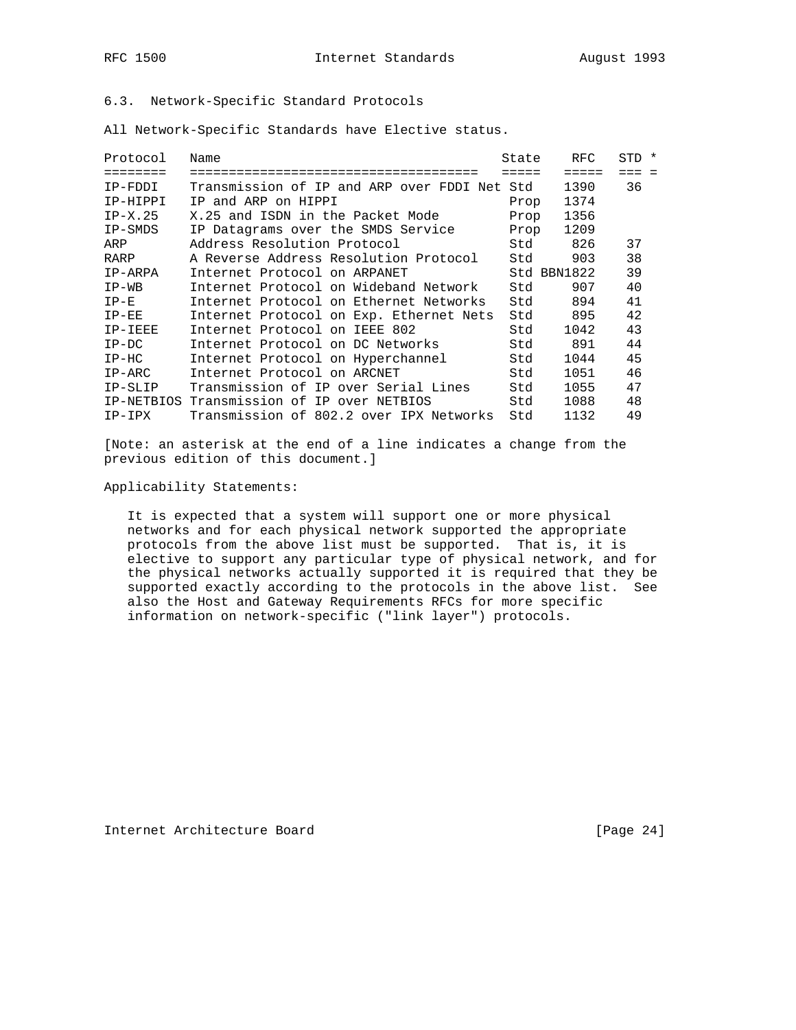## 6.3. Network-Specific Standard Protocols

All Network-Specific Standards have Elective status.

| Protocol | Name | State | RFC | STD | * |
|---|---|---|---|---|---|
| IP-FDDI | Transmission of IP and ARP over FDDI Net | Std | 1390 | 36 | |
| IP-HIPPI | IP and ARP on HIPPI | Prop | 1374 | | |
| IP-X.25 | X.25 and ISDN in the Packet Mode | Prop | 1356 | | |
| IP-SMDS | IP Datagrams over the SMDS Service | Prop | 1209 | | |
| ARP | Address Resolution Protocol | Std | 826 | 37 | |
| RARP | A Reverse Address Resolution Protocol | Std | 903 | 38 | |
| IP-ARPA | Internet Protocol on ARPANET | Std | BBN1822 | 39 | |
| IP-WB | Internet Protocol on Wideband Network | Std | 907 | 40 | |
| IP-E | Internet Protocol on Ethernet Networks | Std | 894 | 41 | |
| IP-EE | Internet Protocol on Exp. Ethernet Nets | Std | 895 | 42 | |
| IP-IEEE | Internet Protocol on IEEE 802 | Std | 1042 | 43 | |
| IP-DC | Internet Protocol on DC Networks | Std | 891 | 44 | |
| IP-HC | Internet Protocol on Hyperchannel | Std | 1044 | 45 | |
| IP-ARC | Internet Protocol on ARCNET | Std | 1051 | 46 | |
| IP-SLIP | Transmission of IP over Serial Lines | Std | 1055 | 47 | |
| IP-NETBIOS | Transmission of IP over NETBIOS | Std | 1088 | 48 | |
| IP-IPX | Transmission of 802.2 over IPX Networks | Std | 1132 | 49 | |

[Note: an asterisk at the end of a line indicates a change from the previous edition of this document.]

Applicability Statements:

It is expected that a system will support one or more physical networks and for each physical network supported the appropriate protocols from the above list must be supported. That is, it is elective to support any particular type of physical network, and for the physical networks actually supported it is required that they be supported exactly according to the protocols in the above list. See also the Host and Gateway Requirements RFCs for more specific information on network-specific ("link layer") protocols.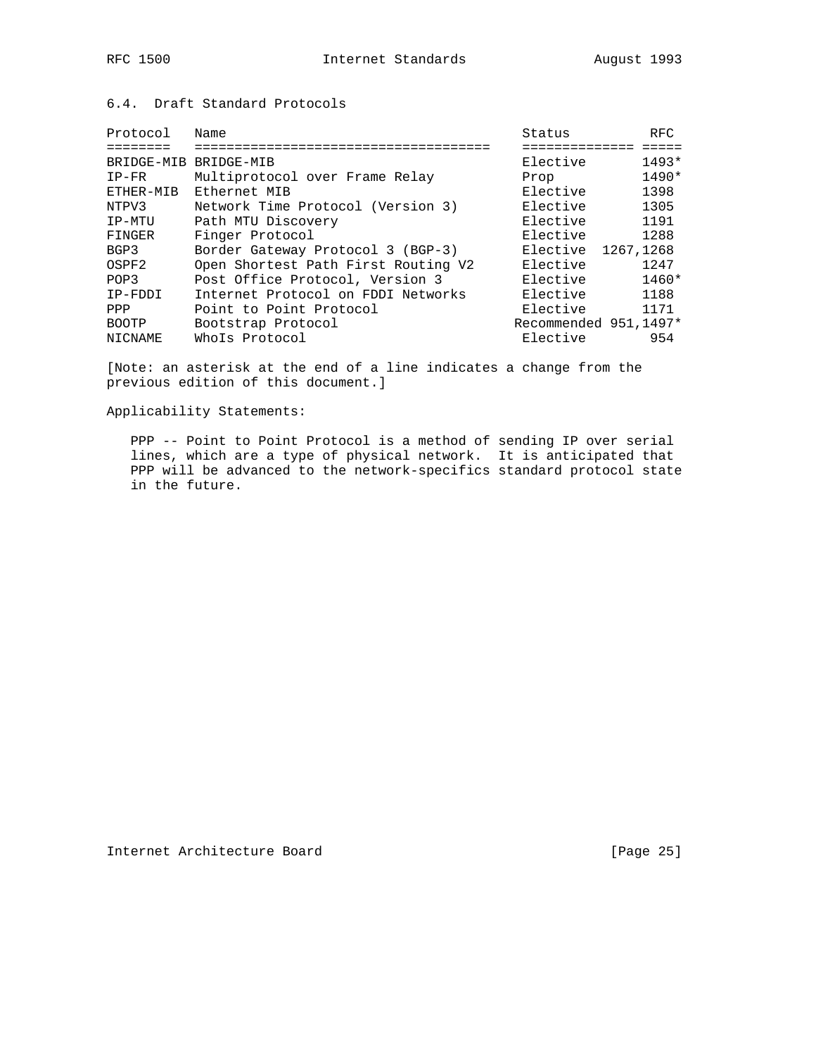## 6.4. Draft Standard Protocols

| Protocol | Name | Status | RFC |
| --- | --- | --- | --- |
| BRIDGE-MIB | BRIDGE-MIB | Elective | 1493* |
| IP-FR | Multiprotocol over Frame Relay | Prop | 1490* |
| ETHER-MIB | Ethernet MIB | Elective | 1398 |
| NTPV3 | Network Time Protocol (Version 3) | Elective | 1305 |
| IP-MTU | Path MTU Discovery | Elective | 1191 |
| FINGER | Finger Protocol | Elective | 1288 |
| BGP3 | Border Gateway Protocol 3 (BGP-3) | Elective | 1267,1268 |
| OSPF2 | Open Shortest Path First Routing V2 | Elective | 1247 |
| POP3 | Post Office Protocol, Version 3 | Elective | 1460* |
| IP-FDDI | Internet Protocol on FDDI Networks | Elective | 1188 |
| PPP | Point to Point Protocol | Elective | 1171 |
| BOOTP | Bootstrap Protocol | Recommended | 951,1497* |
| NICNAME | WhoIs Protocol | Elective | 954 |

[Note: an asterisk at the end of a line indicates a change from the previous edition of this document.]

Applicability Statements:

PPP -- Point to Point Protocol is a method of sending IP over serial lines, which are a type of physical network. It is anticipated that PPP will be advanced to the network-specifics standard protocol state in the future.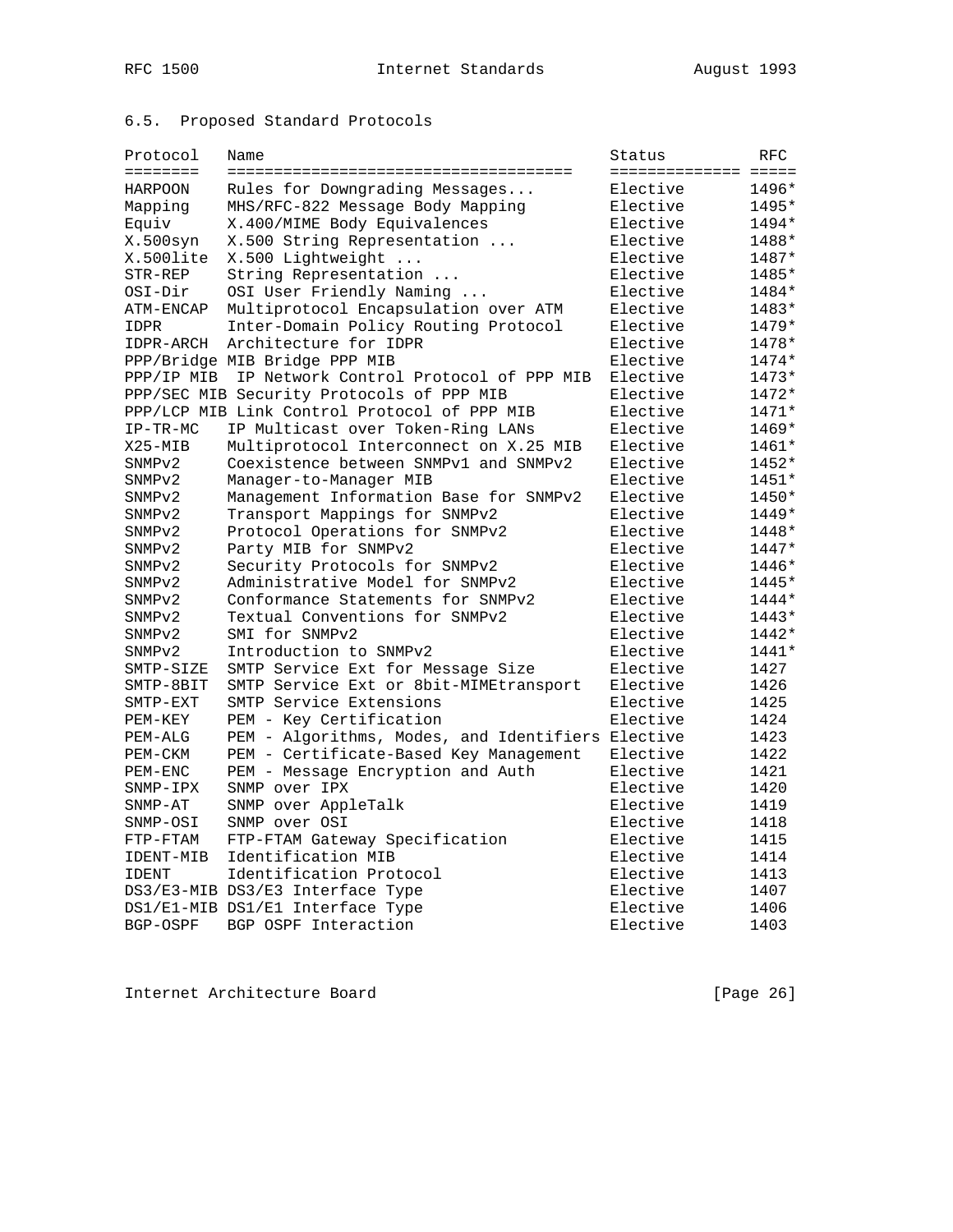## 6.5. Proposed Standard Protocols

| Protocol | Name | Status | RFC |
|---|---|---|---|
| HARPOON | Rules for Downgrading Messages... | Elective | 1496* |
| Mapping | MHS/RFC-822 Message Body Mapping | Elective | 1495* |
| Equiv | X.400/MIME Body Equivalences | Elective | 1494* |
| X.500syn | X.500 String Representation ... | Elective | 1488* |
| X.500lite | X.500 Lightweight ... | Elective | 1487* |
| STR-REP | String Representation ... | Elective | 1485* |
| OSI-Dir | OSI User Friendly Naming ... | Elective | 1484* |
| ATM-ENCAP | Multiprotocol Encapsulation over ATM | Elective | 1483* |
| IDPR | Inter-Domain Policy Routing Protocol | Elective | 1479* |
| IDPR-ARCH | Architecture for IDPR | Elective | 1478* |
| PPP/Bridge | MIB Bridge PPP MIB | Elective | 1474* |
| PPP/IP MIB | IP Network Control Protocol of PPP MIB | Elective | 1473* |
| PPP/SEC MIB | Security Protocols of PPP MIB | Elective | 1472* |
| PPP/LCP MIB | Link Control Protocol of PPP MIB | Elective | 1471* |
| IP-TR-MC | IP Multicast over Token-Ring LANs | Elective | 1469* |
| X25-MIB | Multiprotocol Interconnect on X.25 MIB | Elective | 1461* |
| SNMPv2 | Coexistence between SNMPv1 and SNMPv2 | Elective | 1452* |
| SNMPv2 | Manager-to-Manager MIB | Elective | 1451* |
| SNMPv2 | Management Information Base for SNMPv2 | Elective | 1450* |
| SNMPv2 | Transport Mappings for SNMPv2 | Elective | 1449* |
| SNMPv2 | Protocol Operations for SNMPv2 | Elective | 1448* |
| SNMPv2 | Party MIB for SNMPv2 | Elective | 1447* |
| SNMPv2 | Security Protocols for SNMPv2 | Elective | 1446* |
| SNMPv2 | Administrative Model for SNMPv2 | Elective | 1445* |
| SNMPv2 | Conformance Statements for SNMPv2 | Elective | 1444* |
| SNMPv2 | Textual Conventions for SNMPv2 | Elective | 1443* |
| SNMPv2 | SMI for SNMPv2 | Elective | 1442* |
| SNMPv2 | Introduction to SNMPv2 | Elective | 1441* |
| SMTP-SIZE | SMTP Service Ext for Message Size | Elective | 1427 |
| SMTP-8BIT | SMTP Service Ext or 8bit-MIMEtransport | Elective | 1426 |
| SMTP-EXT | SMTP Service Extensions | Elective | 1425 |
| PEM-KEY | PEM - Key Certification | Elective | 1424 |
| PEM-ALG | PEM - Algorithms, Modes, and Identifiers | Elective | 1423 |
| PEM-CKM | PEM - Certificate-Based Key Management | Elective | 1422 |
| PEM-ENC | PEM - Message Encryption and Auth | Elective | 1421 |
| SNMP-IPX | SNMP over IPX | Elective | 1420 |
| SNMP-AT | SNMP over AppleTalk | Elective | 1419 |
| SNMP-OSI | SNMP over OSI | Elective | 1418 |
| FTP-FTAM | FTP-FTAM Gateway Specification | Elective | 1415 |
| IDENT-MIB | Identification MIB | Elective | 1414 |
| IDENT | Identification Protocol | Elective | 1413 |
| DS3/E3-MIB | DS3/E3 Interface Type | Elective | 1407 |
| DS1/E1-MIB | DS1/E1 Interface Type | Elective | 1406 |
| BGP-OSPF | BGP OSPF Interaction | Elective | 1403 |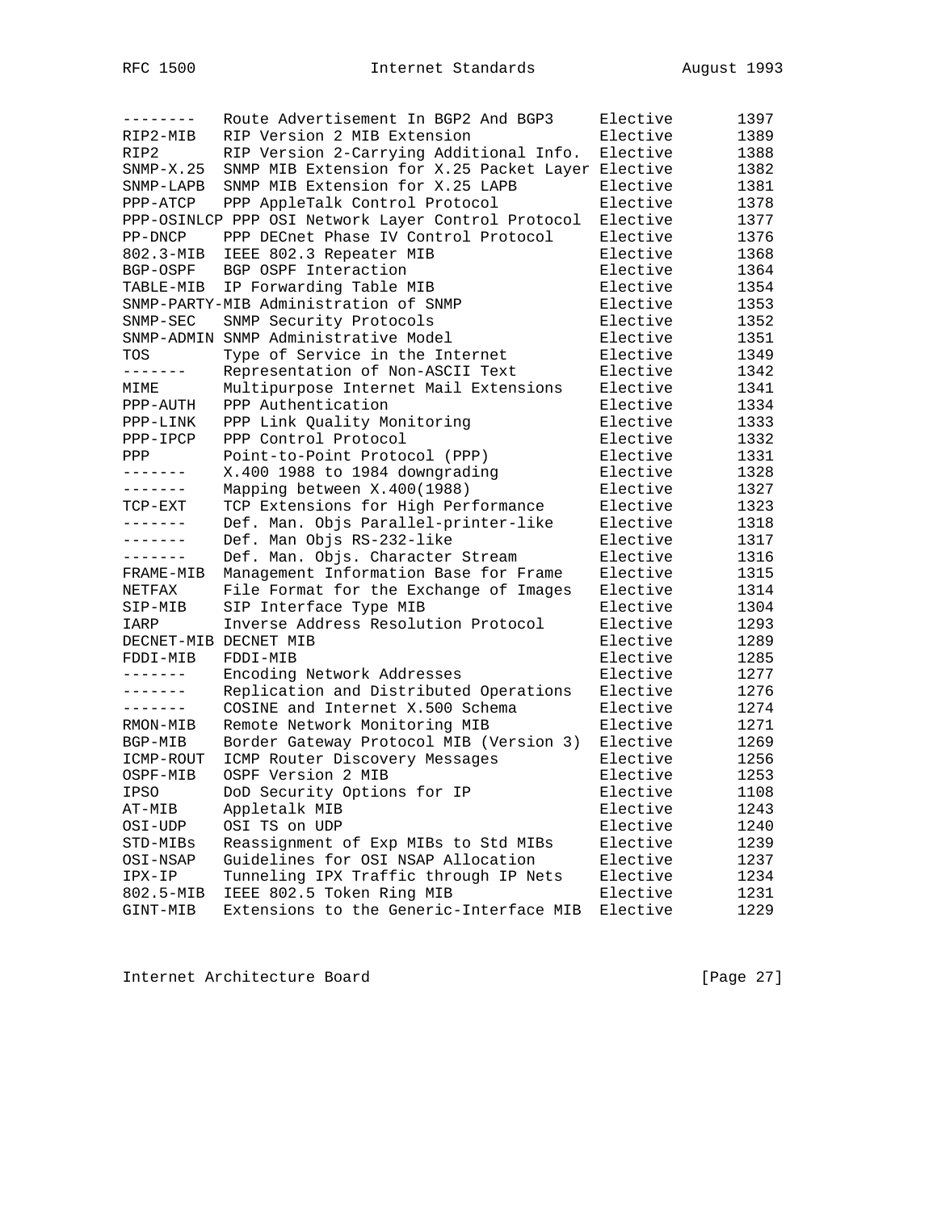| | | | |
|---|---|---|---|
| -------- | Route Advertisement In BGP2 And BGP3 | Elective | 1397 |
| RIP2-MIB | RIP Version 2 MIB Extension | Elective | 1389 |
| RIP2 | RIP Version 2-Carrying Additional Info. | Elective | 1388 |
| SNMP-X.25 | SNMP MIB Extension for X.25 Packet Layer | Elective | 1382 |
| SNMP-LAPB | SNMP MIB Extension for X.25 LAPB | Elective | 1381 |
| PPP-ATCP | PPP AppleTalk Control Protocol | Elective | 1378 |
| PPP-OSINLCP | PPP OSI Network Layer Control Protocol | Elective | 1377 |
| PP-DNCP | PPP DECnet Phase IV Control Protocol | Elective | 1376 |
| 802.3-MIB | IEEE 802.3 Repeater MIB | Elective | 1368 |
| BGP-OSPF | BGP OSPF Interaction | Elective | 1364 |
| TABLE-MIB | IP Forwarding Table MIB | Elective | 1354 |
| SNMP-PARTY-MIB | Administration of SNMP | Elective | 1353 |
| SNMP-SEC | SNMP Security Protocols | Elective | 1352 |
| SNMP-ADMIN | SNMP Administrative Model | Elective | 1351 |
| TOS | Type of Service in the Internet | Elective | 1349 |
| ------- | Representation of Non-ASCII Text | Elective | 1342 |
| MIME | Multipurpose Internet Mail Extensions | Elective | 1341 |
| PPP-AUTH | PPP Authentication | Elective | 1334 |
| PPP-LINK | PPP Link Quality Monitoring | Elective | 1333 |
| PPP-IPCP | PPP Control Protocol | Elective | 1332 |
| PPP | Point-to-Point Protocol (PPP) | Elective | 1331 |
| ------- | X.400 1988 to 1984 downgrading | Elective | 1328 |
| ------- | Mapping between X.400(1988) | Elective | 1327 |
| TCP-EXT | TCP Extensions for High Performance | Elective | 1323 |
| ------- | Def. Man. Objs Parallel-printer-like | Elective | 1318 |
| ------- | Def. Man Objs RS-232-like | Elective | 1317 |
| ------- | Def. Man. Objs. Character Stream | Elective | 1316 |
| FRAME-MIB | Management Information Base for Frame | Elective | 1315 |
| NETFAX | File Format for the Exchange of Images | Elective | 1314 |
| SIP-MIB | SIP Interface Type MIB | Elective | 1304 |
| IARP | Inverse Address Resolution Protocol | Elective | 1293 |
| DECNET-MIB | DECNET MIB | Elective | 1289 |
| FDDI-MIB | FDDI-MIB | Elective | 1285 |
| ------- | Encoding Network Addresses | Elective | 1277 |
| ------- | Replication and Distributed Operations | Elective | 1276 |
| ------- | COSINE and Internet X.500 Schema | Elective | 1274 |
| RMON-MIB | Remote Network Monitoring MIB | Elective | 1271 |
| BGP-MIB | Border Gateway Protocol MIB (Version 3) | Elective | 1269 |
| ICMP-ROUT | ICMP Router Discovery Messages | Elective | 1256 |
| OSPF-MIB | OSPF Version 2 MIB | Elective | 1253 |
| IPSO | DoD Security Options for IP | Elective | 1108 |
| AT-MIB | Appletalk MIB | Elective | 1243 |
| OSI-UDP | OSI TS on UDP | Elective | 1240 |
| STD-MIBs | Reassignment of Exp MIBs to Std MIBs | Elective | 1239 |
| OSI-NSAP | Guidelines for OSI NSAP Allocation | Elective | 1237 |
| IPX-IP | Tunneling IPX Traffic through IP Nets | Elective | 1234 |
| 802.5-MIB | IEEE 802.5 Token Ring MIB | Elective | 1231 |
| GINT-MIB | Extensions to the Generic-Interface MIB | Elective | 1229 |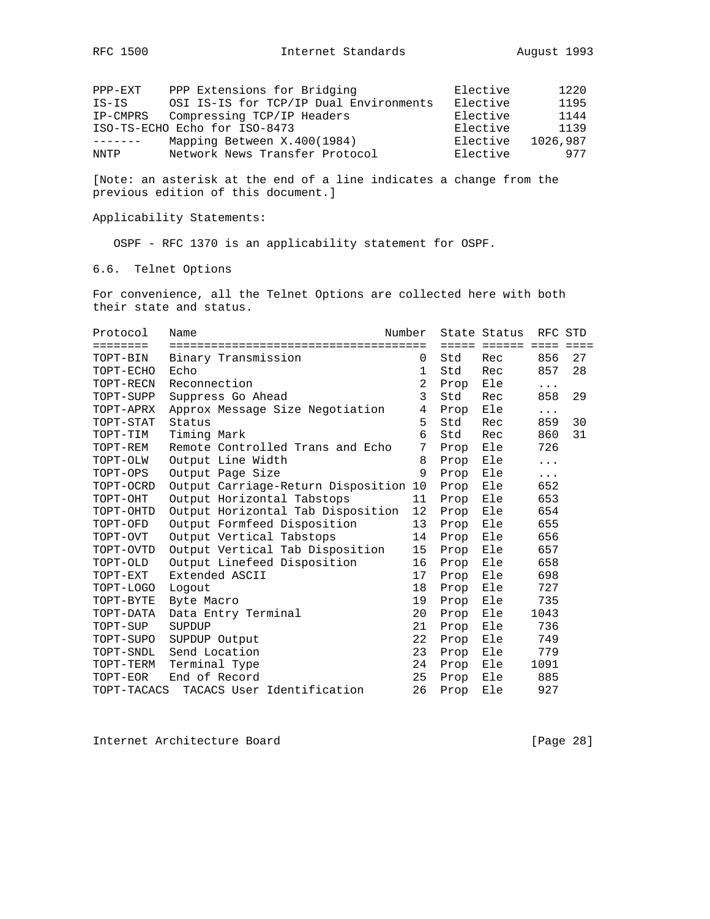| | | | |
|---|---|---|---|
| PPP-EXT | PPP Extensions for Bridging | Elective | 1220 |
| IS-IS | OSI IS-IS for TCP/IP Dual Environments | Elective | 1195 |
| IP-CMPRS | Compressing TCP/IP Headers | Elective | 1144 |
| ISO-TS-ECHO | Echo for ISO-8473 | Elective | 1139 |
| ------- | Mapping Between X.400(1984) | Elective | 1026,987 |
| NNTP | Network News Transfer Protocol | Elective | 977 |

[Note: an asterisk at the end of a line indicates a change from the previous edition of this document.]

Applicability Statements:

OSPF - RFC 1370 is an applicability statement for OSPF.

## 6.6. Telnet Options

For convenience, all the Telnet Options are collected here with both their state and status.

| Protocol | Name | Number | State | Status | RFC | STD |
|---|---|---|---|---|---|---|
| TOPT-BIN | Binary Transmission | 0 | Std | Rec | 856 | 27 |
| TOPT-ECHO | Echo | 1 | Std | Rec | 857 | 28 |
| TOPT-RECN | Reconnection | 2 | Prop | Ele | ... | |
| TOPT-SUPP | Suppress Go Ahead | 3 | Std | Rec | 858 | 29 |
| TOPT-APRX | Approx Message Size Negotiation | 4 | Prop | Ele | ... | |
| TOPT-STAT | Status | 5 | Std | Rec | 859 | 30 |
| TOPT-TIM | Timing Mark | 6 | Std | Rec | 860 | 31 |
| TOPT-REM | Remote Controlled Trans and Echo | 7 | Prop | Ele | 726 | |
| TOPT-OLW | Output Line Width | 8 | Prop | Ele | ... | |
| TOPT-OPS | Output Page Size | 9 | Prop | Ele | ... | |
| TOPT-OCRD | Output Carriage-Return Disposition | 10 | Prop | Ele | 652 | |
| TOPT-OHT | Output Horizontal Tabstops | 11 | Prop | Ele | 653 | |
| TOPT-OHTD | Output Horizontal Tab Disposition | 12 | Prop | Ele | 654 | |
| TOPT-OFD | Output Formfeed Disposition | 13 | Prop | Ele | 655 | |
| TOPT-OVT | Output Vertical Tabstops | 14 | Prop | Ele | 656 | |
| TOPT-OVTD | Output Vertical Tab Disposition | 15 | Prop | Ele | 657 | |
| TOPT-OLD | Output Linefeed Disposition | 16 | Prop | Ele | 658 | |
| TOPT-EXT | Extended ASCII | 17 | Prop | Ele | 698 | |
| TOPT-LOGO | Logout | 18 | Prop | Ele | 727 | |
| TOPT-BYTE | Byte Macro | 19 | Prop | Ele | 735 | |
| TOPT-DATA | Data Entry Terminal | 20 | Prop | Ele | 1043 | |
| TOPT-SUP | SUPDUP | 21 | Prop | Ele | 736 | |
| TOPT-SUPO | SUPDUP Output | 22 | Prop | Ele | 749 | |
| TOPT-SNDL | Send Location | 23 | Prop | Ele | 779 | |
| TOPT-TERM | Terminal Type | 24 | Prop | Ele | 1091 | |
| TOPT-EOR | End of Record | 25 | Prop | Ele | 885 | |
| TOPT-TACACS | TACACS User Identification | 26 | Prop | Ele | 927 | |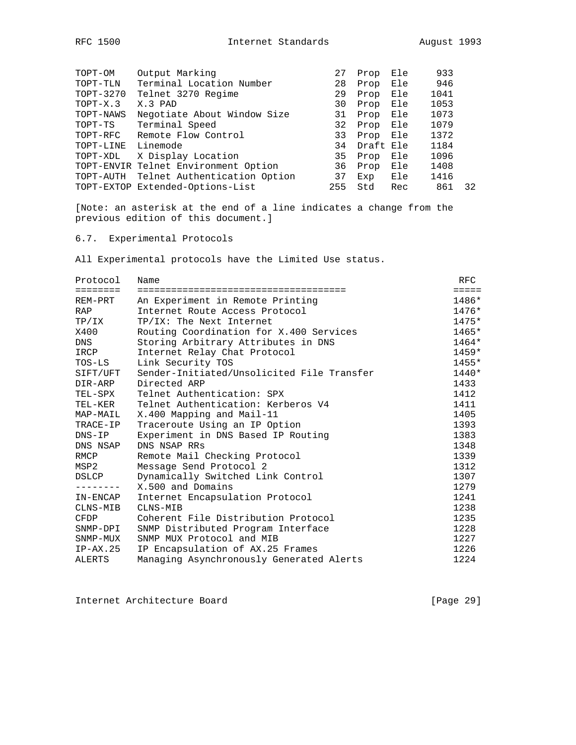| | | | | | | |
|---|---|---|---|---|---|---|
| TOPT-OM | Output Marking | 27 | Prop | Ele | 933 | |
| TOPT-TLN | Terminal Location Number | 28 | Prop | Ele | 946 | |
| TOPT-3270 | Telnet 3270 Regime | 29 | Prop | Ele | 1041 | |
| TOPT-X.3 | X.3 PAD | 30 | Prop | Ele | 1053 | |
| TOPT-NAWS | Negotiate About Window Size | 31 | Prop | Ele | 1073 | |
| TOPT-TS | Terminal Speed | 32 | Prop | Ele | 1079 | |
| TOPT-RFC | Remote Flow Control | 33 | Prop | Ele | 1372 | |
| TOPT-LINE | Linemode | 34 | Draft | Ele | 1184 | |
| TOPT-XDL | X Display Location | 35 | Prop | Ele | 1096 | |
| TOPT-ENVIR | Telnet Environment Option | 36 | Prop | Ele | 1408 | |
| TOPT-AUTH | Telnet Authentication Option | 37 | Exp | Ele | 1416 | |
| TOPT-EXTOP | Extended-Options-List | 255 | Std | Rec | 861 | 32 |

[Note: an asterisk at the end of a line indicates a change from the previous edition of this document.]

## 6.7. Experimental Protocols

All Experimental protocols have the Limited Use status.

| Protocol | Name | RFC |
|---|---|---|
| REM-PRT | An Experiment in Remote Printing | 1486* |
| RAP | Internet Route Access Protocol | 1476* |
| TP/IX | TP/IX: The Next Internet | 1475* |
| X400 | Routing Coordination for X.400 Services | 1465* |
| DNS | Storing Arbitrary Attributes in DNS | 1464* |
| IRCP | Internet Relay Chat Protocol | 1459* |
| TOS-LS | Link Security TOS | 1455* |
| SIFT/UFT | Sender-Initiated/Unsolicited File Transfer | 1440* |
| DIR-ARP | Directed ARP | 1433 |
| TEL-SPX | Telnet Authentication: SPX | 1412 |
| TEL-KER | Telnet Authentication: Kerberos V4 | 1411 |
| MAP-MAIL | X.400 Mapping and Mail-11 | 1405 |
| TRACE-IP | Traceroute Using an IP Option | 1393 |
| DNS-IP | Experiment in DNS Based IP Routing | 1383 |
| DNS NSAP | DNS NSAP RRs | 1348 |
| RMCP | Remote Mail Checking Protocol | 1339 |
| MSP2 | Message Send Protocol 2 | 1312 |
| DSLCP | Dynamically Switched Link Control | 1307 |
| -------- | X.500 and Domains | 1279 |
| IN-ENCAP | Internet Encapsulation Protocol | 1241 |
| CLNS-MIB | CLNS-MIB | 1238 |
| CFDP | Coherent File Distribution Protocol | 1235 |
| SNMP-DPI | SNMP Distributed Program Interface | 1228 |
| SNMP-MUX | SNMP MUX Protocol and MIB | 1227 |
| IP-AX.25 | IP Encapsulation of AX.25 Frames | 1226 |
| ALERTS | Managing Asynchronously Generated Alerts | 1224 |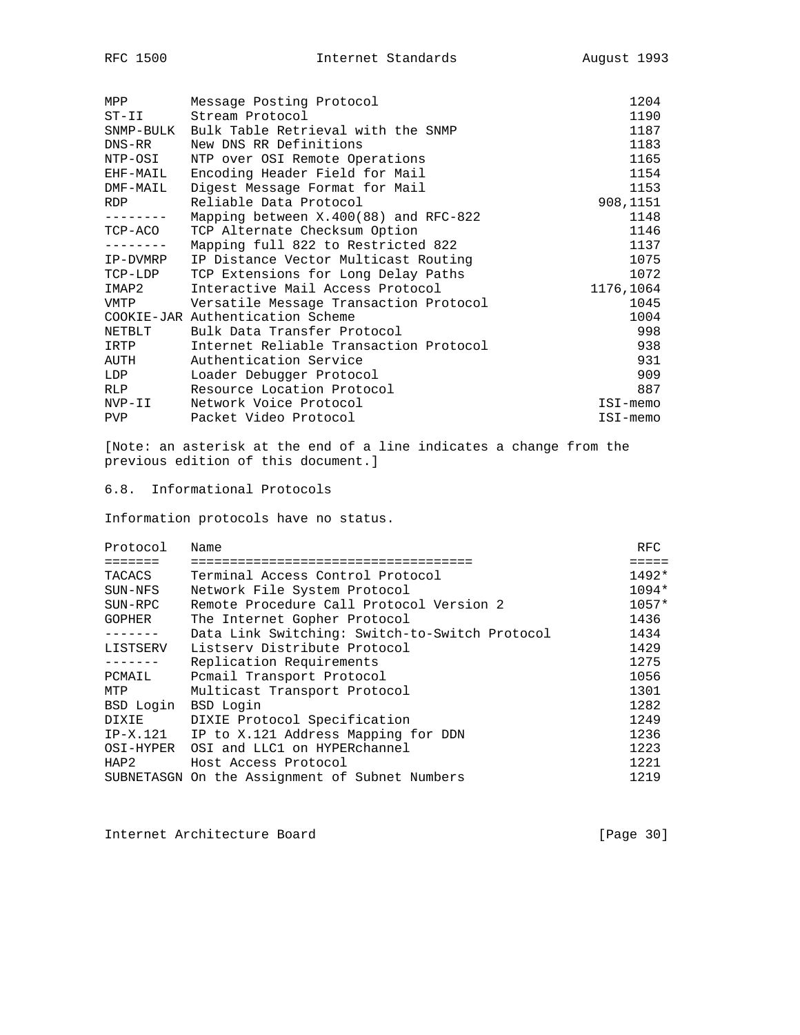| | | |
|---|---|---|
| MPP | Message Posting Protocol | 1204 |
| ST-II | Stream Protocol | 1190 |
| SNMP-BULK | Bulk Table Retrieval with the SNMP | 1187 |
| DNS-RR | New DNS RR Definitions | 1183 |
| NTP-OSI | NTP over OSI Remote Operations | 1165 |
| EHF-MAIL | Encoding Header Field for Mail | 1154 |
| DMF-MAIL | Digest Message Format for Mail | 1153 |
| RDP | Reliable Data Protocol | 908,1151 |
| -------- | Mapping between X.400(88) and RFC-822 | 1148 |
| TCP-ACO | TCP Alternate Checksum Option | 1146 |
| -------- | Mapping full 822 to Restricted 822 | 1137 |
| IP-DVMRP | IP Distance Vector Multicast Routing | 1075 |
| TCP-LDP | TCP Extensions for Long Delay Paths | 1072 |
| IMAP2 | Interactive Mail Access Protocol | 1176,1064 |
| VMTP | Versatile Message Transaction Protocol | 1045 |
| COOKIE-JAR | Authentication Scheme | 1004 |
| NETBLT | Bulk Data Transfer Protocol | 998 |
| IRTP | Internet Reliable Transaction Protocol | 938 |
| AUTH | Authentication Service | 931 |
| LDP | Loader Debugger Protocol | 909 |
| RLP | Resource Location Protocol | 887 |
| NVP-II | Network Voice Protocol | ISI-memo |
| PVP | Packet Video Protocol | ISI-memo |

[Note: an asterisk at the end of a line indicates a change from the previous edition of this document.]

## 6.8. Informational Protocols

Information protocols have no status.

| Protocol | Name | RFC |
|---|---|---|
| TACACS | Terminal Access Control Protocol | 1492* |
| SUN-NFS | Network File System Protocol | 1094* |
| SUN-RPC | Remote Procedure Call Protocol Version 2 | 1057* |
| GOPHER | The Internet Gopher Protocol | 1436 |
| ------- | Data Link Switching: Switch-to-Switch Protocol | 1434 |
| LISTSERV | Listserv Distribute Protocol | 1429 |
| ------- | Replication Requirements | 1275 |
| PCMAIL | Pcmail Transport Protocol | 1056 |
| MTP | Multicast Transport Protocol | 1301 |
| BSD Login | BSD Login | 1282 |
| DIXIE | DIXIE Protocol Specification | 1249 |
| IP-X.121 | IP to X.121 Address Mapping for DDN | 1236 |
| OSI-HYPER | OSI and LLC1 on HYPERchannel | 1223 |
| HAP2 | Host Access Protocol | 1221 |
| SUBNETASGN | On the Assignment of Subnet Numbers | 1219 |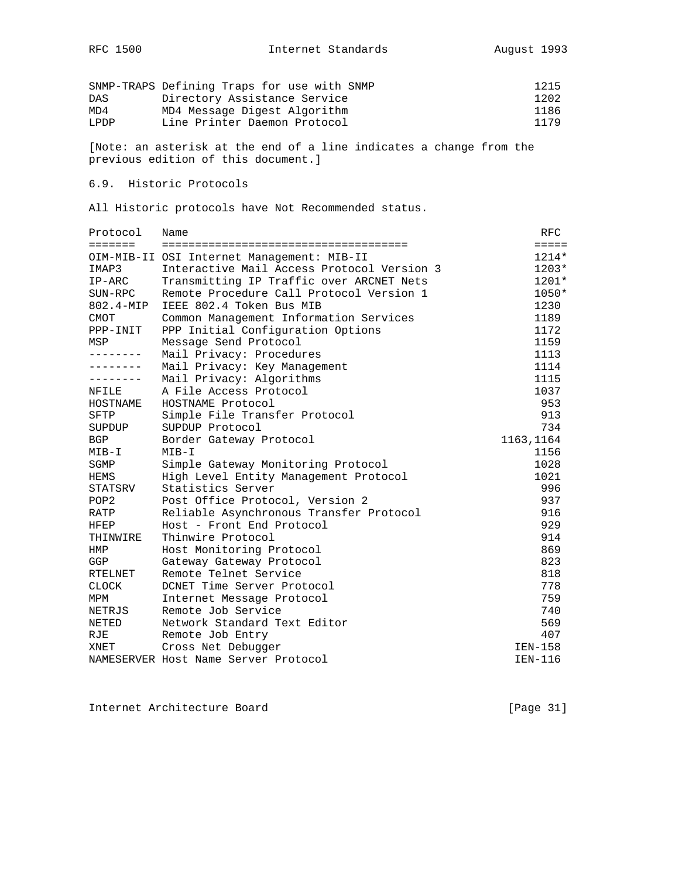| Protocol | Name | RFC |
|---|---|---|
| SNMP-TRAPS | Defining Traps for use with SNMP | 1215 |
| DAS | Directory Assistance Service | 1202 |
| MD4 | MD4 Message Digest Algorithm | 1186 |
| LPDP | Line Printer Daemon Protocol | 1179 |

[Note: an asterisk at the end of a line indicates a change from the previous edition of this document.]

### 6.9. Historic Protocols

All Historic protocols have Not Recommended status.

| Protocol | Name | RFC |
|---|---|---|
| OIM-MIB-II | OSI Internet Management: MIB-II | 1214* |
| IMAP3 | Interactive Mail Access Protocol Version 3 | 1203* |
| IP-ARC | Transmitting IP Traffic over ARCNET Nets | 1201* |
| SUN-RPC | Remote Procedure Call Protocol Version 1 | 1050* |
| 802.4-MIP | IEEE 802.4 Token Bus MIB | 1230 |
| CMOT | Common Management Information Services | 1189 |
| PPP-INIT | PPP Initial Configuration Options | 1172 |
| MSP | Message Send Protocol | 1159 |
| -------- | Mail Privacy: Procedures | 1113 |
| -------- | Mail Privacy: Key Management | 1114 |
| -------- | Mail Privacy: Algorithms | 1115 |
| NFILE | A File Access Protocol | 1037 |
| HOSTNAME | HOSTNAME Protocol | 953 |
| SFTP | Simple File Transfer Protocol | 913 |
| SUPDUP | SUPDUP Protocol | 734 |
| BGP | Border Gateway Protocol | 1163,1164 |
| MIB-I | MIB-I | 1156 |
| SGMP | Simple Gateway Monitoring Protocol | 1028 |
| HEMS | High Level Entity Management Protocol | 1021 |
| STATSRV | Statistics Server | 996 |
| POP2 | Post Office Protocol, Version 2 | 937 |
| RATP | Reliable Asynchronous Transfer Protocol | 916 |
| HFEP | Host - Front End Protocol | 929 |
| THINWIRE | Thinwire Protocol | 914 |
| HMP | Host Monitoring Protocol | 869 |
| GGP | Gateway Gateway Protocol | 823 |
| RTELNET | Remote Telnet Service | 818 |
| CLOCK | DCNET Time Server Protocol | 778 |
| MPM | Internet Message Protocol | 759 |
| NETRJS | Remote Job Service | 740 |
| NETED | Network Standard Text Editor | 569 |
| RJE | Remote Job Entry | 407 |
| XNET | Cross Net Debugger | IEN-158 |
| NAMESERVER | Host Name Server Protocol | IEN-116 |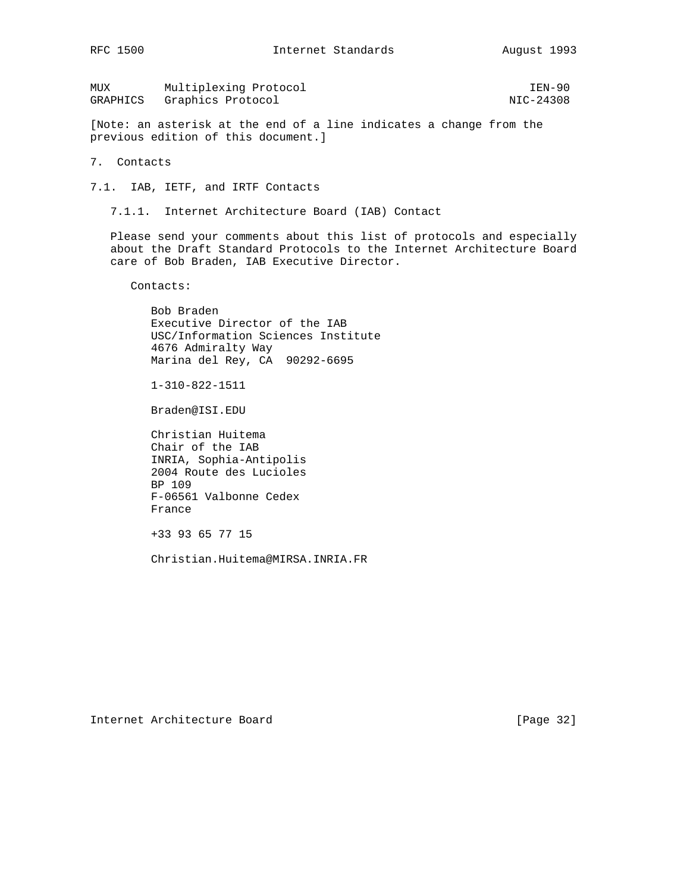| | | |
|---|---|---|
| MUX | Multiplexing Protocol | IEN-90 |
| GRAPHICS | Graphics Protocol | NIC-24308 |

[Note: an asterisk at the end of a line indicates a change from the previous edition of this document.]

# 7. Contacts

## 7.1. IAB, IETF, and IRTF Contacts

### 7.1.1. Internet Architecture Board (IAB) Contact

Please send your comments about this list of protocols and especially about the Draft Standard Protocols to the Internet Architecture Board care of Bob Braden, IAB Executive Director.

Contacts:

Bob Braden
Executive Director of the IAB
USC/Information Sciences Institute
4676 Admiralty Way
Marina del Rey, CA  90292-6695

1-310-822-1511

Braden@ISI.EDU

Christian Huitema
Chair of the IAB
INRIA, Sophia-Antipolis
2004 Route des Lucioles
BP 109
F-06561 Valbonne Cedex
France

+33 93 65 77 15

Christian.Huitema@MIRSA.INRIA.FR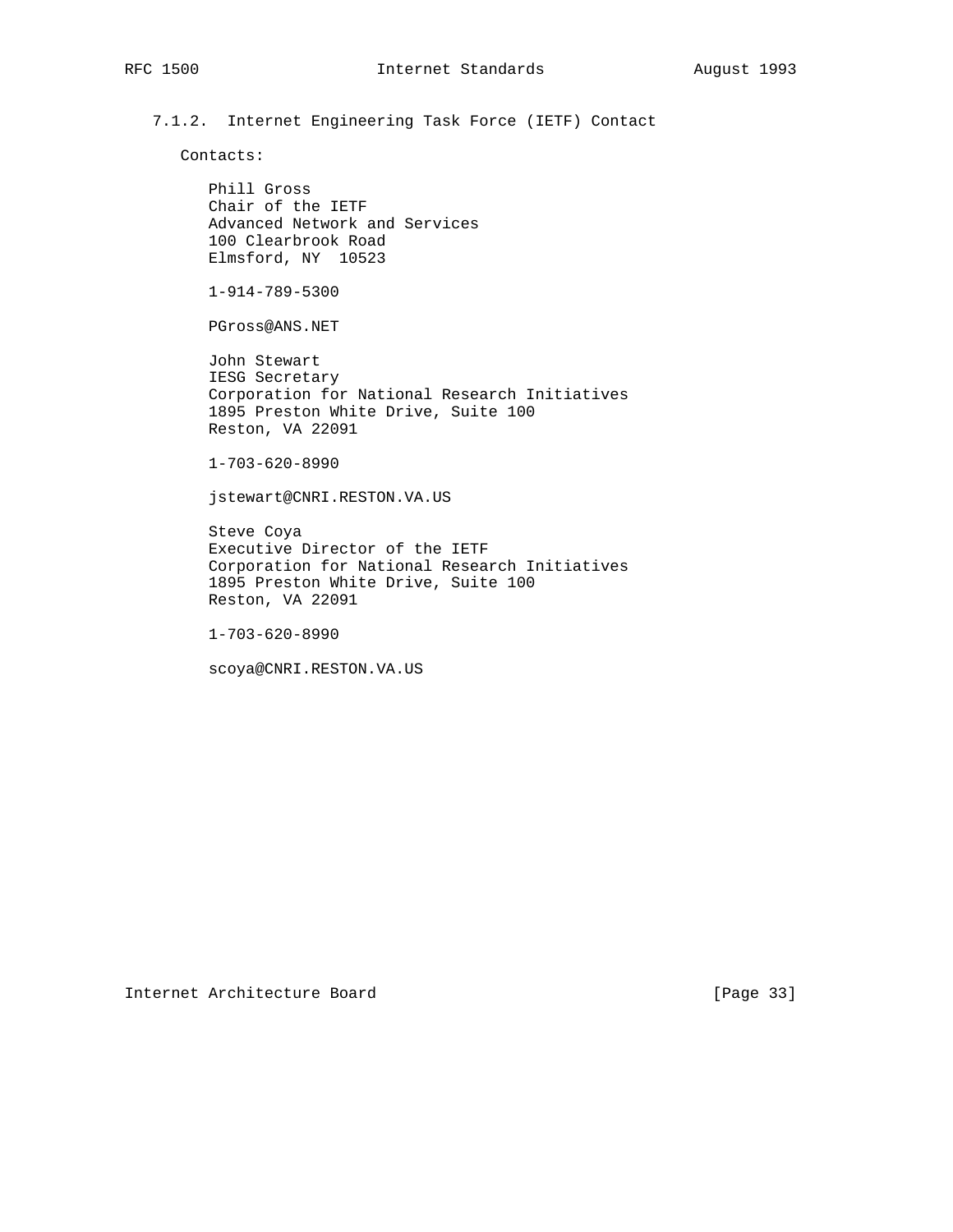### 7.1.2. Internet Engineering Task Force (IETF) Contact

Contacts:

Phill Gross
Chair of the IETF
Advanced Network and Services
100 Clearbrook Road
Elmsford, NY  10523

1-914-789-5300

PGross@ANS.NET

John Stewart
IESG Secretary
Corporation for National Research Initiatives
1895 Preston White Drive, Suite 100
Reston, VA 22091

1-703-620-8990

jstewart@CNRI.RESTON.VA.US

Steve Coya
Executive Director of the IETF
Corporation for National Research Initiatives
1895 Preston White Drive, Suite 100
Reston, VA 22091

1-703-620-8990

scoya@CNRI.RESTON.VA.US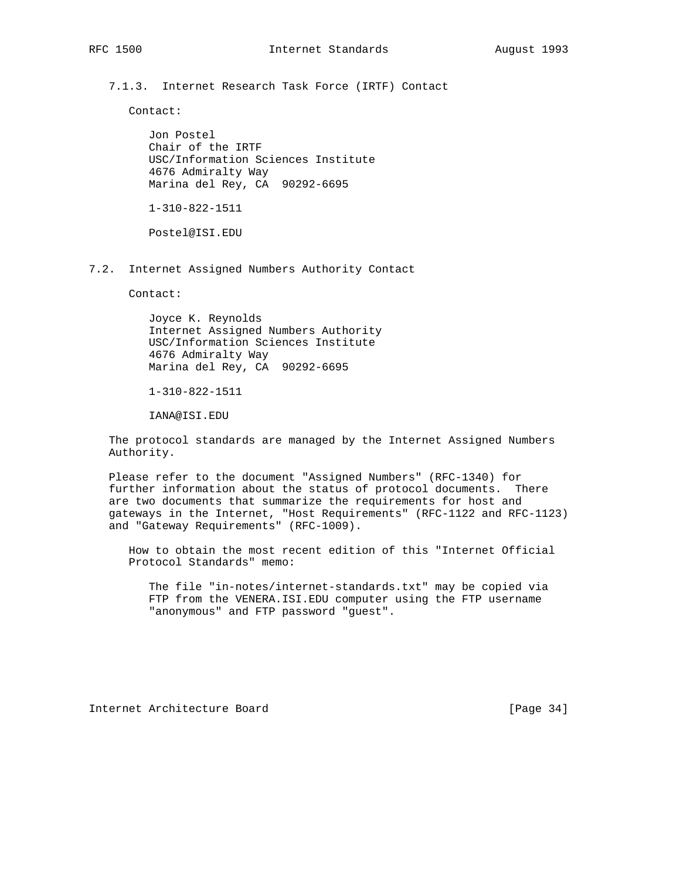### 7.1.3. Internet Research Task Force (IRTF) Contact

Contact:

Jon Postel
Chair of the IRTF
USC/Information Sciences Institute
4676 Admiralty Way
Marina del Rey, CA  90292-6695

1-310-822-1511

Postel@ISI.EDU

## 7.2. Internet Assigned Numbers Authority Contact

Contact:

Joyce K. Reynolds
Internet Assigned Numbers Authority
USC/Information Sciences Institute
4676 Admiralty Way
Marina del Rey, CA  90292-6695

1-310-822-1511

IANA@ISI.EDU

The protocol standards are managed by the Internet Assigned Numbers Authority.

Please refer to the document "Assigned Numbers" (RFC-1340) for further information about the status of protocol documents. There are two documents that summarize the requirements for host and gateways in the Internet, "Host Requirements" (RFC-1122 and RFC-1123) and "Gateway Requirements" (RFC-1009).

How to obtain the most recent edition of this "Internet Official Protocol Standards" memo:

The file "in-notes/internet-standards.txt" may be copied via FTP from the VENERA.ISI.EDU computer using the FTP username "anonymous" and FTP password "guest".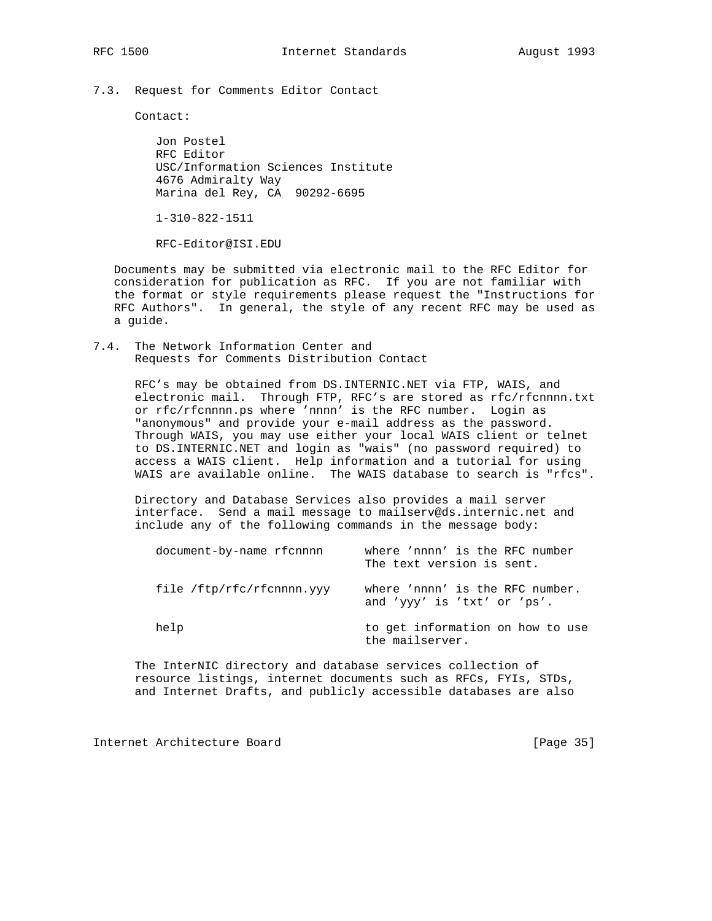### 7.3. Request for Comments Editor Contact

Contact:

Jon Postel
RFC Editor
USC/Information Sciences Institute
4676 Admiralty Way
Marina del Rey, CA  90292-6695

1-310-822-1511

RFC-Editor@ISI.EDU

Documents may be submitted via electronic mail to the RFC Editor for consideration for publication as RFC. If you are not familiar with the format or style requirements please request the "Instructions for RFC Authors". In general, the style of any recent RFC may be used as a guide.

### 7.4. The Network Information Center and Requests for Comments Distribution Contact

RFC's may be obtained from DS.INTERNIC.NET via FTP, WAIS, and electronic mail. Through FTP, RFC's are stored as rfc/rfcnnnn.txt or rfc/rfcnnnn.ps where 'nnnn' is the RFC number. Login as "anonymous" and provide your e-mail address as the password. Through WAIS, you may use either your local WAIS client or telnet to DS.INTERNIC.NET and login as "wais" (no password required) to access a WAIS client. Help information and a tutorial for using WAIS are available online. The WAIS database to search is "rfcs".

Directory and Database Services also provides a mail server interface. Send a mail message to mailserv@ds.internic.net and include any of the following commands in the message body:

```
document-by-name rfcnnnn      where 'nnnn' is the RFC number
                              The text version is sent.

file /ftp/rfc/rfcnnnn.yyy     where 'nnnn' is the RFC number.
                              and 'yyy' is 'txt' or 'ps'.

help                          to get information on how to use
                              the mailserver.
```

The InterNIC directory and database services collection of resource listings, internet documents such as RFCs, FYIs, STDs, and Internet Drafts, and publicly accessible databases are also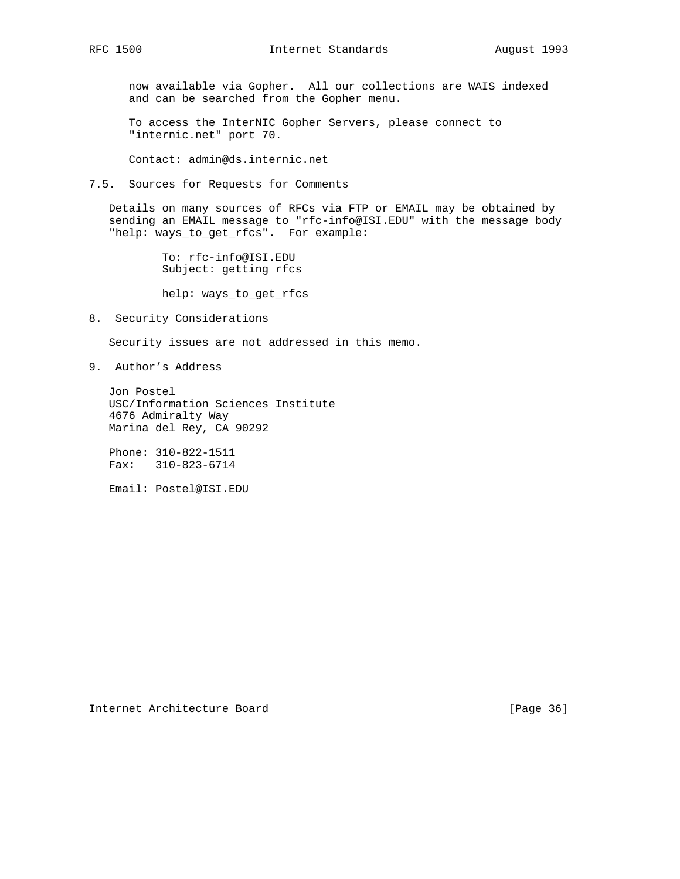now available via Gopher. All our collections are WAIS indexed and can be searched from the Gopher menu.

To access the InterNIC Gopher Servers, please connect to "internic.net" port 70.

Contact: admin@ds.internic.net

## 7.5. Sources for Requests for Comments

Details on many sources of RFCs via FTP or EMAIL may be obtained by sending an EMAIL message to "rfc-info@ISI.EDU" with the message body "help: ways_to_get_rfcs". For example:

```
To: rfc-info@ISI.EDU
Subject: getting rfcs

help: ways_to_get_rfcs
```

## 8. Security Considerations

Security issues are not addressed in this memo.

## 9. Author's Address

Jon Postel
USC/Information Sciences Institute
4676 Admiralty Way
Marina del Rey, CA 90292

Phone: 310-822-1511
Fax: 310-823-6714

Email: Postel@ISI.EDU